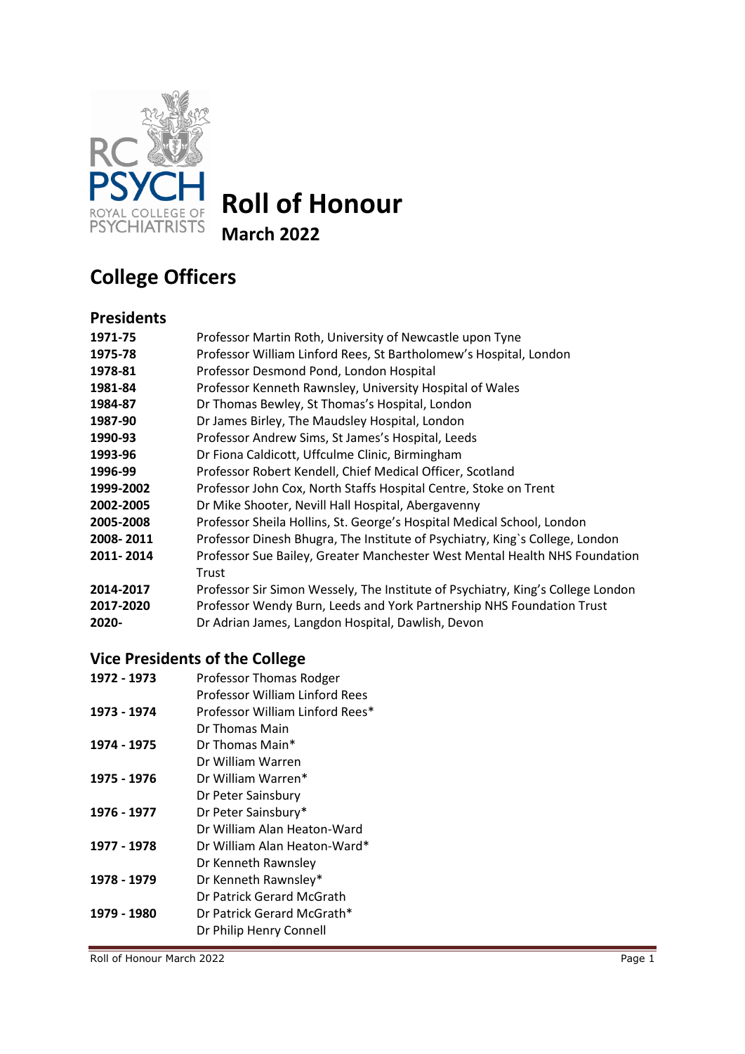# Roll of Honour

**March 2022**

## College Officers

### Presidents

| | |
|---|---|
| **1971-75** | Professor Martin Roth, University of Newcastle upon Tyne |
| **1975-78** | Professor William Linford Rees, St Bartholomew's Hospital, London |
| **1978-81** | Professor Desmond Pond, London Hospital |
| **1981-84** | Professor Kenneth Rawnsley, University Hospital of Wales |
| **1984-87** | Dr Thomas Bewley, St Thomas's Hospital, London |
| **1987-90** | Dr James Birley, The Maudsley Hospital, London |
| **1990-93** | Professor Andrew Sims, St James's Hospital, Leeds |
| **1993-96** | Dr Fiona Caldicott, Uffculme Clinic, Birmingham |
| **1996-99** | Professor Robert Kendell, Chief Medical Officer, Scotland |
| **1999-2002** | Professor John Cox, North Staffs Hospital Centre, Stoke on Trent |
| **2002-2005** | Dr Mike Shooter, Nevill Hall Hospital, Abergavenny |
| **2005-2008** | Professor Sheila Hollins, St. George's Hospital Medical School, London |
| **2008- 2011** | Professor Dinesh Bhugra, The Institute of Psychiatry, King`s College, London |
| **2011- 2014** | Professor Sue Bailey, Greater Manchester West Mental Health NHS Foundation Trust |
| **2014-2017** | Professor Sir Simon Wessely, The Institute of Psychiatry, King's College London |
| **2017-2020** | Professor Wendy Burn, Leeds and York Partnership NHS Foundation Trust |
| **2020-** | Dr Adrian James, Langdon Hospital, Dawlish, Devon |

### Vice Presidents of the College

| | |
|---|---|
| **1972 - 1973** | Professor Thomas Rodger |
| | Professor William Linford Rees |
| **1973 - 1974** | Professor William Linford Rees* |
| | Dr Thomas Main |
| **1974 - 1975** | Dr Thomas Main* |
| | Dr William Warren |
| **1975 - 1976** | Dr William Warren* |
| | Dr Peter Sainsbury |
| **1976 - 1977** | Dr Peter Sainsbury* |
| | Dr William Alan Heaton-Ward |
| **1977 - 1978** | Dr William Alan Heaton-Ward* |
| | Dr Kenneth Rawnsley |
| **1978 - 1979** | Dr Kenneth Rawnsley* |
| | Dr Patrick Gerard McGrath |
| **1979 - 1980** | Dr Patrick Gerard McGrath* |
| | Dr Philip Henry Connell |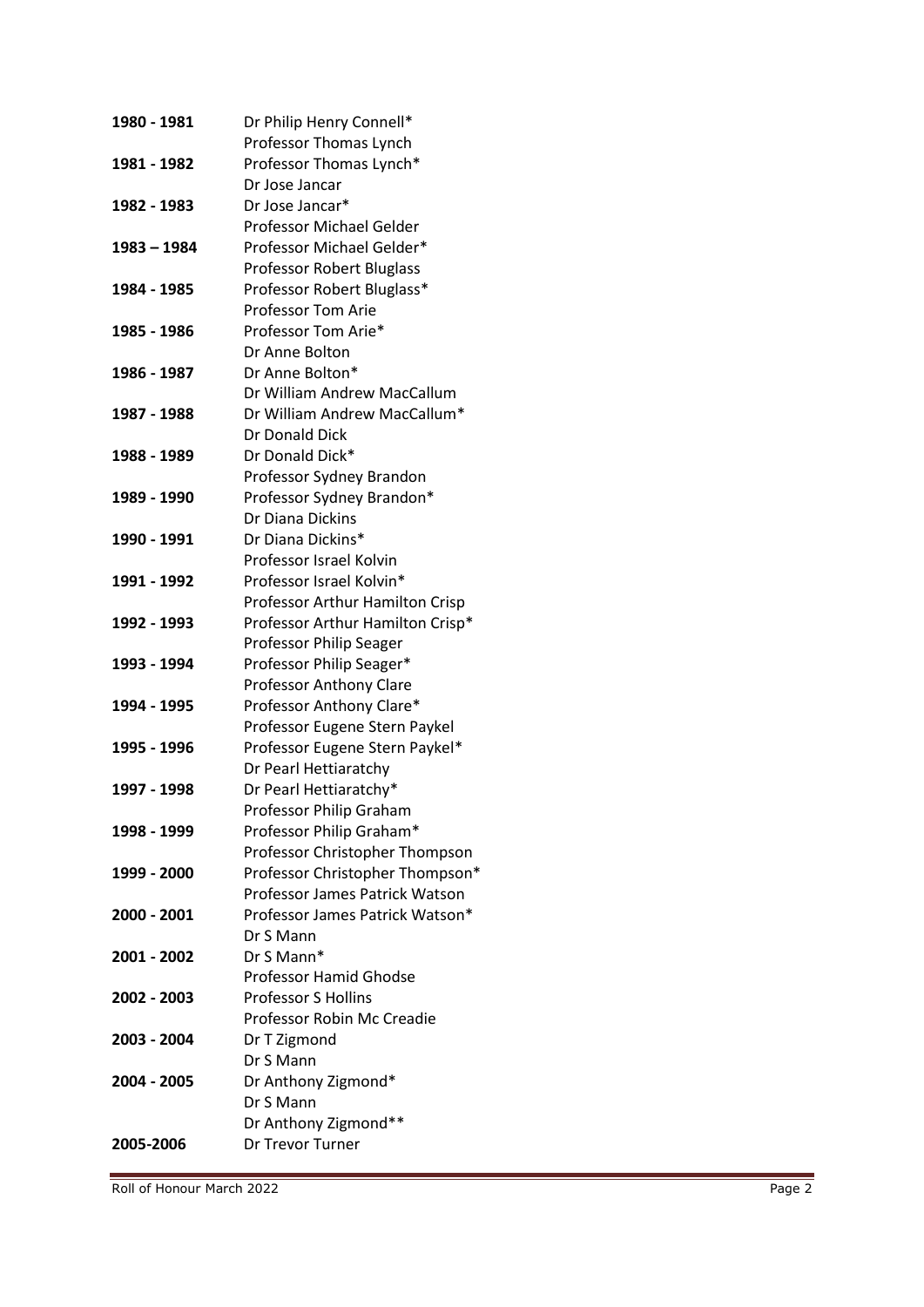| | |
|---|---|
| **1980 - 1981** | Dr Philip Henry Connell* |
| | Professor Thomas Lynch |
| **1981 - 1982** | Professor Thomas Lynch* |
| | Dr Jose Jancar |
| **1982 - 1983** | Dr Jose Jancar* |
| | Professor Michael Gelder |
| **1983 – 1984** | Professor Michael Gelder* |
| | Professor Robert Bluglass |
| **1984 - 1985** | Professor Robert Bluglass* |
| | Professor Tom Arie |
| **1985 - 1986** | Professor Tom Arie* |
| | Dr Anne Bolton |
| **1986 - 1987** | Dr Anne Bolton* |
| | Dr William Andrew MacCallum |
| **1987 - 1988** | Dr William Andrew MacCallum* |
| | Dr Donald Dick |
| **1988 - 1989** | Dr Donald Dick* |
| | Professor Sydney Brandon |
| **1989 - 1990** | Professor Sydney Brandon* |
| | Dr Diana Dickins |
| **1990 - 1991** | Dr Diana Dickins* |
| | Professor Israel Kolvin |
| **1991 - 1992** | Professor Israel Kolvin* |
| | Professor Arthur Hamilton Crisp |
| **1992 - 1993** | Professor Arthur Hamilton Crisp* |
| | Professor Philip Seager |
| **1993 - 1994** | Professor Philip Seager* |
| | Professor Anthony Clare |
| **1994 - 1995** | Professor Anthony Clare* |
| | Professor Eugene Stern Paykel |
| **1995 - 1996** | Professor Eugene Stern Paykel* |
| | Dr Pearl Hettiaratchy |
| **1997 - 1998** | Dr Pearl Hettiaratchy* |
| | Professor Philip Graham |
| **1998 - 1999** | Professor Philip Graham* |
| | Professor Christopher Thompson |
| **1999 - 2000** | Professor Christopher Thompson* |
| | Professor James Patrick Watson |
| **2000 - 2001** | Professor James Patrick Watson* |
| | Dr S Mann |
| **2001 - 2002** | Dr S Mann* |
| | Professor Hamid Ghodse |
| **2002 - 2003** | Professor S Hollins |
| | Professor Robin Mc Creadie |
| **2003 - 2004** | Dr T Zigmond |
| | Dr S Mann |
| **2004 - 2005** | Dr Anthony Zigmond* |
| | Dr S Mann |
| | Dr Anthony Zigmond** |
| **2005-2006** | Dr Trevor Turner |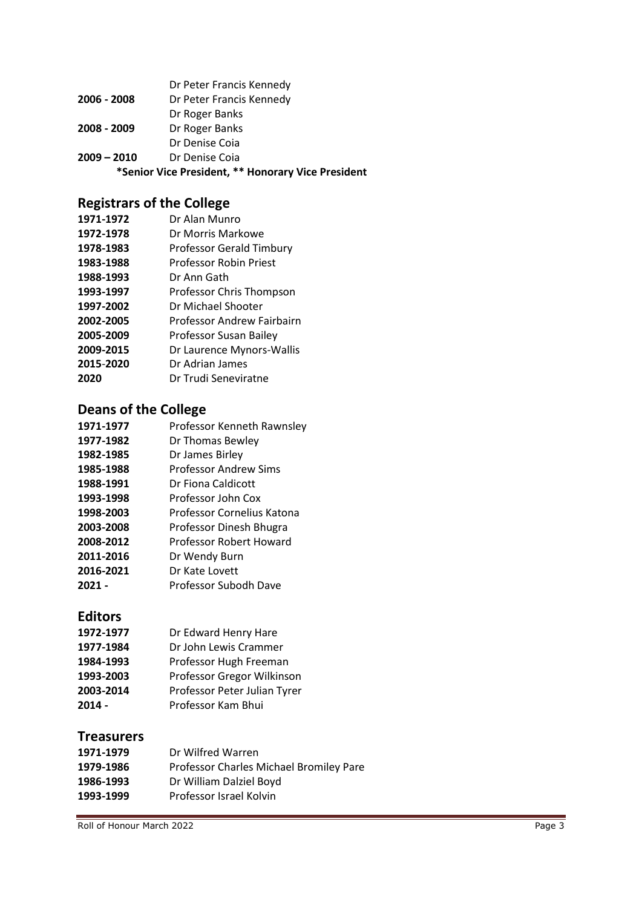| | |
|---|---|
| | Dr Peter Francis Kennedy |
| **2006 - 2008** | Dr Peter Francis Kennedy |
| | Dr Roger Banks |
| **2008 - 2009** | Dr Roger Banks |
| | Dr Denise Coia |
| **2009 – 2010** | Dr Denise Coia |

**\*Senior Vice President, \*\* Honorary Vice President**

## Registrars of the College

| | |
|---|---|
| **1971-1972** | Dr Alan Munro |
| **1972-1978** | Dr Morris Markowe |
| **1978-1983** | Professor Gerald Timbury |
| **1983-1988** | Professor Robin Priest |
| **1988-1993** | Dr Ann Gath |
| **1993-1997** | Professor Chris Thompson |
| **1997-2002** | Dr Michael Shooter |
| **2002-2005** | Professor Andrew Fairbairn |
| **2005-2009** | Professor Susan Bailey |
| **2009-2015** | Dr Laurence Mynors-Wallis |
| **2015-2020** | Dr Adrian James |
| **2020** | Dr Trudi Seneviratne |

## Deans of the College

| | |
|---|---|
| **1971-1977** | Professor Kenneth Rawnsley |
| **1977-1982** | Dr Thomas Bewley |
| **1982-1985** | Dr James Birley |
| **1985-1988** | Professor Andrew Sims |
| **1988-1991** | Dr Fiona Caldicott |
| **1993-1998** | Professor John Cox |
| **1998-2003** | Professor Cornelius Katona |
| **2003-2008** | Professor Dinesh Bhugra |
| **2008-2012** | Professor Robert Howard |
| **2011-2016** | Dr Wendy Burn |
| **2016-2021** | Dr Kate Lovett |
| **2021 -** | Professor Subodh Dave |

## Editors

| | |
|---|---|
| **1972-1977** | Dr Edward Henry Hare |
| **1977-1984** | Dr John Lewis Crammer |
| **1984-1993** | Professor Hugh Freeman |
| **1993-2003** | Professor Gregor Wilkinson |
| **2003-2014** | Professor Peter Julian Tyrer |
| **2014 -** | Professor Kam Bhui |

## Treasurers

| | |
|---|---|
| **1971-1979** | Dr Wilfred Warren |
| **1979-1986** | Professor Charles Michael Bromiley Pare |
| **1986-1993** | Dr William Dalziel Boyd |
| **1993-1999** | Professor Israel Kolvin |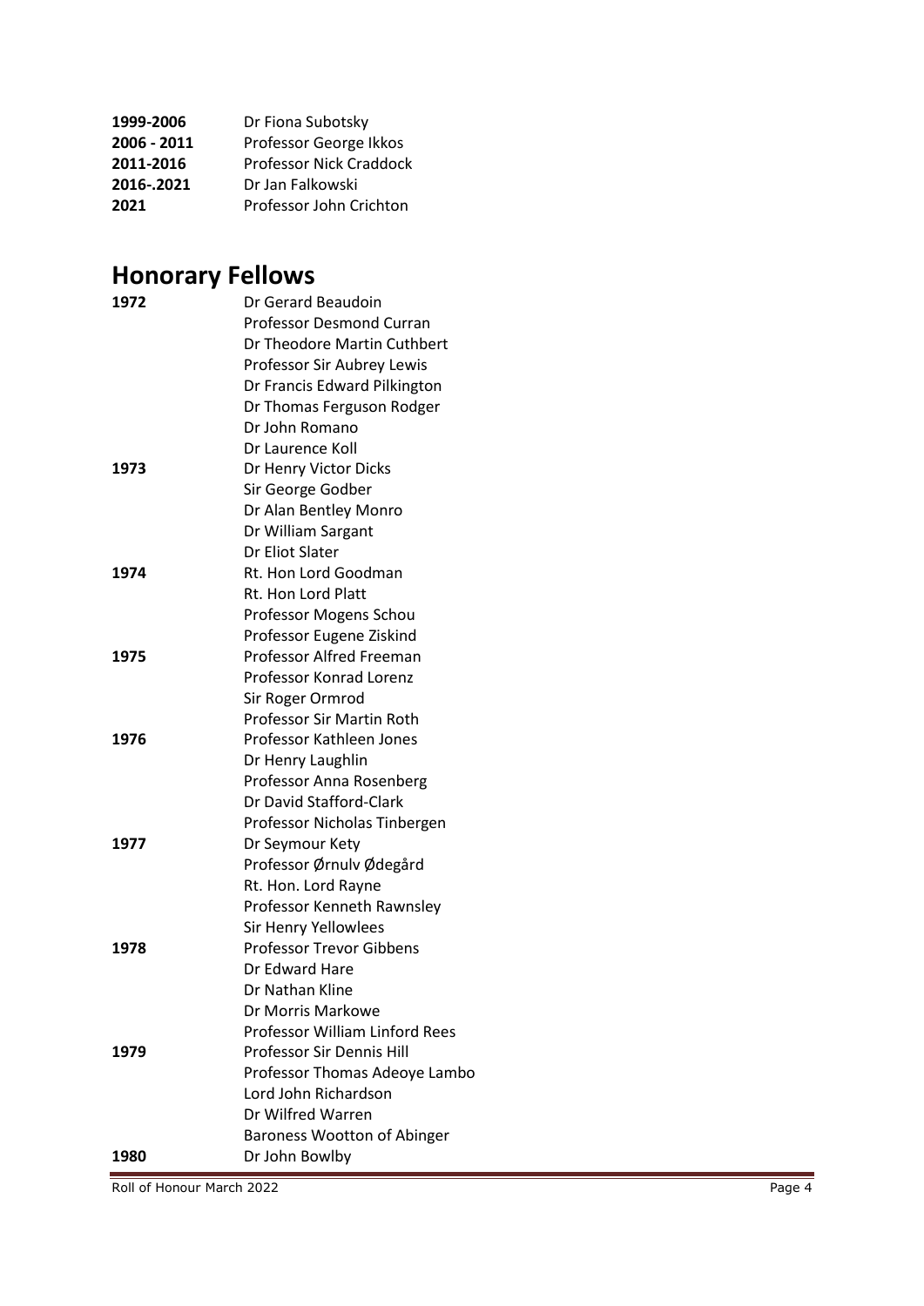| | |
|---|---|
| **1999-2006** | Dr Fiona Subotsky |
| **2006 - 2011** | Professor George Ikkos |
| **2011-2016** | Professor Nick Craddock |
| **2016-.2021** | Dr Jan Falkowski |
| **2021** | Professor John Crichton |

# Honorary Fellows

| | |
|---|---|
| **1972** | Dr Gerard Beaudoin |
| | Professor Desmond Curran |
| | Dr Theodore Martin Cuthbert |
| | Professor Sir Aubrey Lewis |
| | Dr Francis Edward Pilkington |
| | Dr Thomas Ferguson Rodger |
| | Dr John Romano |
| | Dr Laurence Koll |
| **1973** | Dr Henry Victor Dicks |
| | Sir George Godber |
| | Dr Alan Bentley Monro |
| | Dr William Sargant |
| | Dr Eliot Slater |
| **1974** | Rt. Hon Lord Goodman |
| | Rt. Hon Lord Platt |
| | Professor Mogens Schou |
| | Professor Eugene Ziskind |
| **1975** | Professor Alfred Freeman |
| | Professor Konrad Lorenz |
| | Sir Roger Ormrod |
| | Professor Sir Martin Roth |
| **1976** | Professor Kathleen Jones |
| | Dr Henry Laughlin |
| | Professor Anna Rosenberg |
| | Dr David Stafford-Clark |
| | Professor Nicholas Tinbergen |
| **1977** | Dr Seymour Kety |
| | Professor Ørnulv Ødegård |
| | Rt. Hon. Lord Rayne |
| | Professor Kenneth Rawnsley |
| | Sir Henry Yellowlees |
| **1978** | Professor Trevor Gibbens |
| | Dr Edward Hare |
| | Dr Nathan Kline |
| | Dr Morris Markowe |
| | Professor William Linford Rees |
| **1979** | Professor Sir Dennis Hill |
| | Professor Thomas Adeoye Lambo |
| | Lord John Richardson |
| | Dr Wilfred Warren |
| | Baroness Wootton of Abinger |
| **1980** | Dr John Bowlby |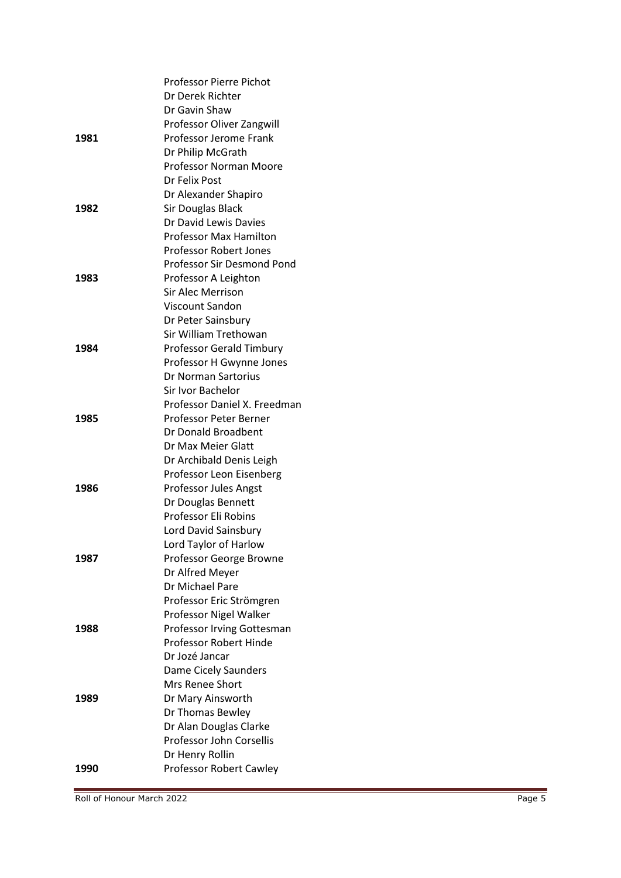| | |
|---|---|
| | Professor Pierre Pichot |
| | Dr Derek Richter |
| | Dr Gavin Shaw |
| | Professor Oliver Zangwill |
| **1981** | Professor Jerome Frank |
| | Dr Philip McGrath |
| | Professor Norman Moore |
| | Dr Felix Post |
| | Dr Alexander Shapiro |
| **1982** | Sir Douglas Black |
| | Dr David Lewis Davies |
| | Professor Max Hamilton |
| | Professor Robert Jones |
| | Professor Sir Desmond Pond |
| **1983** | Professor A Leighton |
| | Sir Alec Merrison |
| | Viscount Sandon |
| | Dr Peter Sainsbury |
| | Sir William Trethowan |
| **1984** | Professor Gerald Timbury |
| | Professor H Gwynne Jones |
| | Dr Norman Sartorius |
| | Sir Ivor Bachelor |
| | Professor Daniel X. Freedman |
| **1985** | Professor Peter Berner |
| | Dr Donald Broadbent |
| | Dr Max Meier Glatt |
| | Dr Archibald Denis Leigh |
| | Professor Leon Eisenberg |
| **1986** | Professor Jules Angst |
| | Dr Douglas Bennett |
| | Professor Eli Robins |
| | Lord David Sainsbury |
| | Lord Taylor of Harlow |
| **1987** | Professor George Browne |
| | Dr Alfred Meyer |
| | Dr Michael Pare |
| | Professor Eric Strömgren |
| | Professor Nigel Walker |
| **1988** | Professor Irving Gottesman |
| | Professor Robert Hinde |
| | Dr Jozé Jancar |
| | Dame Cicely Saunders |
| | Mrs Renee Short |
| **1989** | Dr Mary Ainsworth |
| | Dr Thomas Bewley |
| | Dr Alan Douglas Clarke |
| | Professor John Corsellis |
| | Dr Henry Rollin |
| **1990** | Professor Robert Cawley |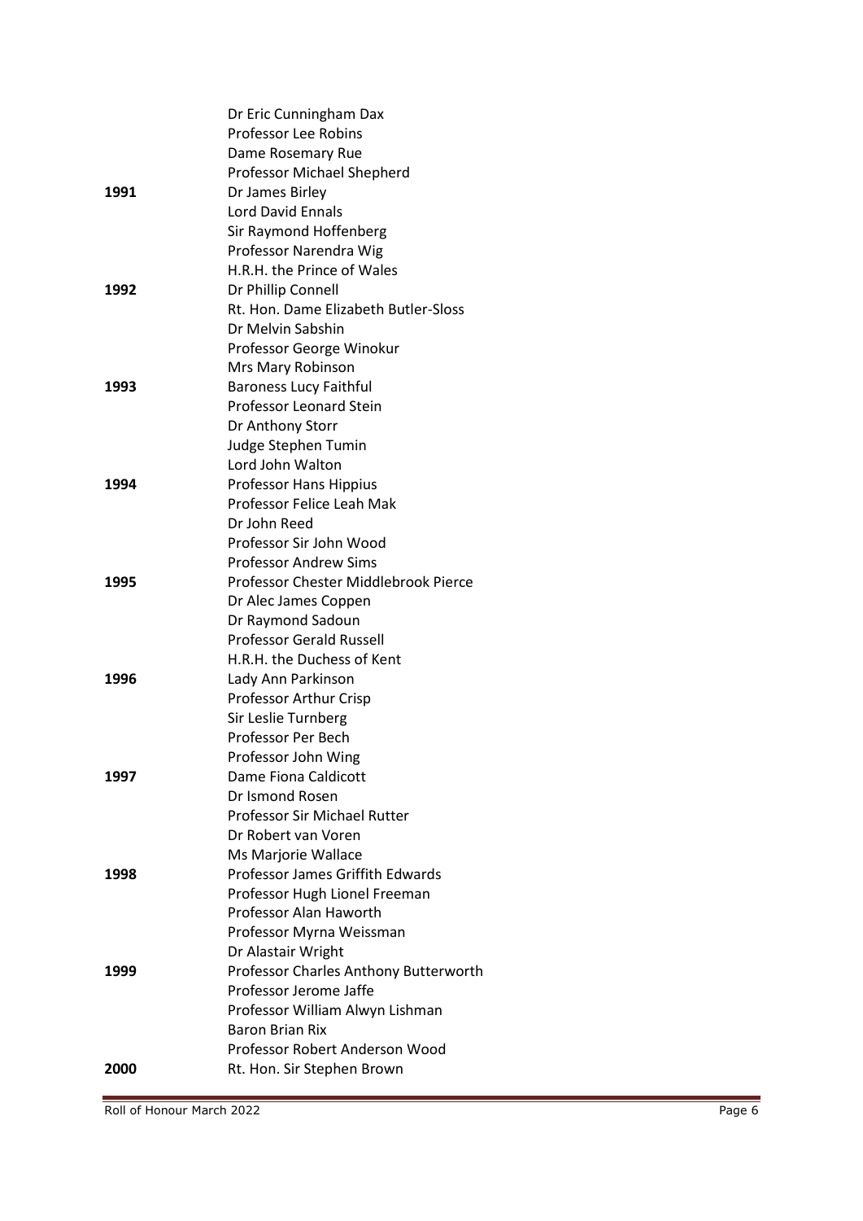| | |
|---|---|
| | Dr Eric Cunningham Dax |
| | Professor Lee Robins |
| | Dame Rosemary Rue |
| | Professor Michael Shepherd |
| **1991** | Dr James Birley |
| | Lord David Ennals |
| | Sir Raymond Hoffenberg |
| | Professor Narendra Wig |
| | H.R.H. the Prince of Wales |
| **1992** | Dr Phillip Connell |
| | Rt. Hon. Dame Elizabeth Butler-Sloss |
| | Dr Melvin Sabshin |
| | Professor George Winokur |
| | Mrs Mary Robinson |
| **1993** | Baroness Lucy Faithful |
| | Professor Leonard Stein |
| | Dr Anthony Storr |
| | Judge Stephen Tumin |
| | Lord John Walton |
| **1994** | Professor Hans Hippius |
| | Professor Felice Leah Mak |
| | Dr John Reed |
| | Professor Sir John Wood |
| | Professor Andrew Sims |
| **1995** | Professor Chester Middlebrook Pierce |
| | Dr Alec James Coppen |
| | Dr Raymond Sadoun |
| | Professor Gerald Russell |
| | H.R.H. the Duchess of Kent |
| **1996** | Lady Ann Parkinson |
| | Professor Arthur Crisp |
| | Sir Leslie Turnberg |
| | Professor Per Bech |
| | Professor John Wing |
| **1997** | Dame Fiona Caldicott |
| | Dr Ismond Rosen |
| | Professor Sir Michael Rutter |
| | Dr Robert van Voren |
| | Ms Marjorie Wallace |
| **1998** | Professor James Griffith Edwards |
| | Professor Hugh Lionel Freeman |
| | Professor Alan Haworth |
| | Professor Myrna Weissman |
| | Dr Alastair Wright |
| **1999** | Professor Charles Anthony Butterworth |
| | Professor Jerome Jaffe |
| | Professor William Alwyn Lishman |
| | Baron Brian Rix |
| | Professor Robert Anderson Wood |
| **2000** | Rt. Hon. Sir Stephen Brown |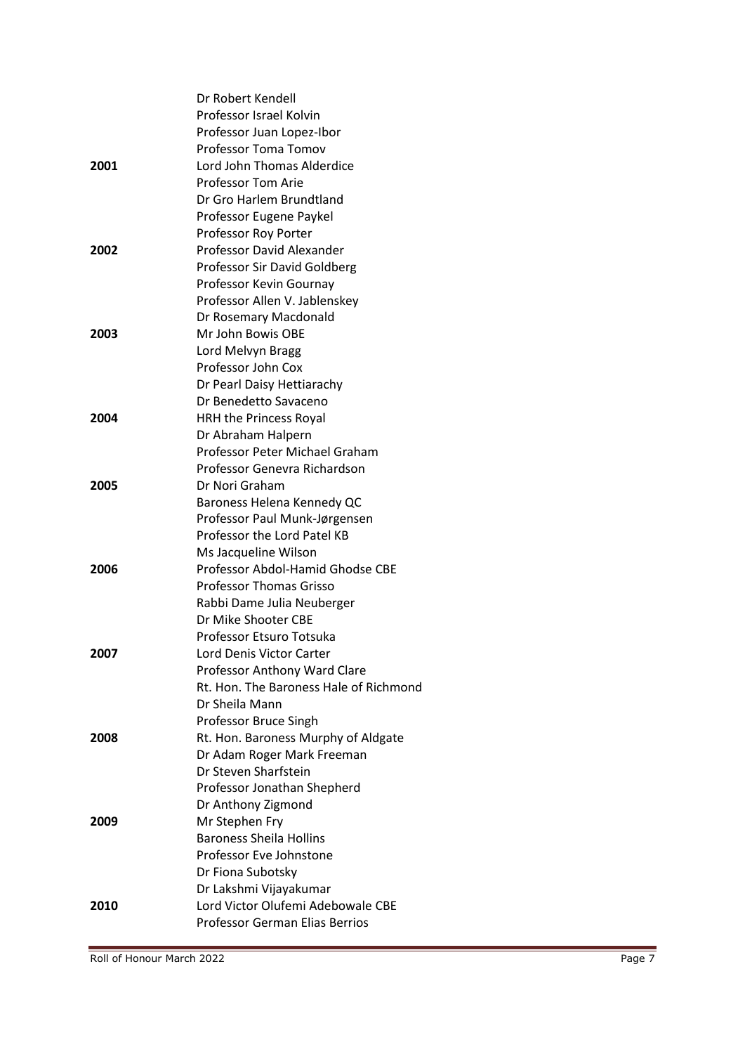| | |
|---|---|
| | Dr Robert Kendell |
| | Professor Israel Kolvin |
| | Professor Juan Lopez-Ibor |
| | Professor Toma Tomov |
| **2001** | Lord John Thomas Alderdice |
| | Professor Tom Arie |
| | Dr Gro Harlem Brundtland |
| | Professor Eugene Paykel |
| | Professor Roy Porter |
| **2002** | Professor David Alexander |
| | Professor Sir David Goldberg |
| | Professor Kevin Gournay |
| | Professor Allen V. Jablenskey |
| | Dr Rosemary Macdonald |
| **2003** | Mr John Bowis OBE |
| | Lord Melvyn Bragg |
| | Professor John Cox |
| | Dr Pearl Daisy Hettiarachy |
| | Dr Benedetto Savaceno |
| **2004** | HRH the Princess Royal |
| | Dr Abraham Halpern |
| | Professor Peter Michael Graham |
| | Professor Genevra Richardson |
| **2005** | Dr Nori Graham |
| | Baroness Helena Kennedy QC |
| | Professor Paul Munk-Jørgensen |
| | Professor the Lord Patel KB |
| | Ms Jacqueline Wilson |
| **2006** | Professor Abdol-Hamid Ghodse CBE |
| | Professor Thomas Grisso |
| | Rabbi Dame Julia Neuberger |
| | Dr Mike Shooter CBE |
| | Professor Etsuro Totsuka |
| **2007** | Lord Denis Victor Carter |
| | Professor Anthony Ward Clare |
| | Rt. Hon. The Baroness Hale of Richmond |
| | Dr Sheila Mann |
| | Professor Bruce Singh |
| **2008** | Rt. Hon. Baroness Murphy of Aldgate |
| | Dr Adam Roger Mark Freeman |
| | Dr Steven Sharfstein |
| | Professor Jonathan Shepherd |
| | Dr Anthony Zigmond |
| **2009** | Mr Stephen Fry |
| | Baroness Sheila Hollins |
| | Professor Eve Johnstone |
| | Dr Fiona Subotsky |
| | Dr Lakshmi Vijayakumar |
| **2010** | Lord Victor Olufemi Adebowale CBE |
| | Professor German Elias Berrios |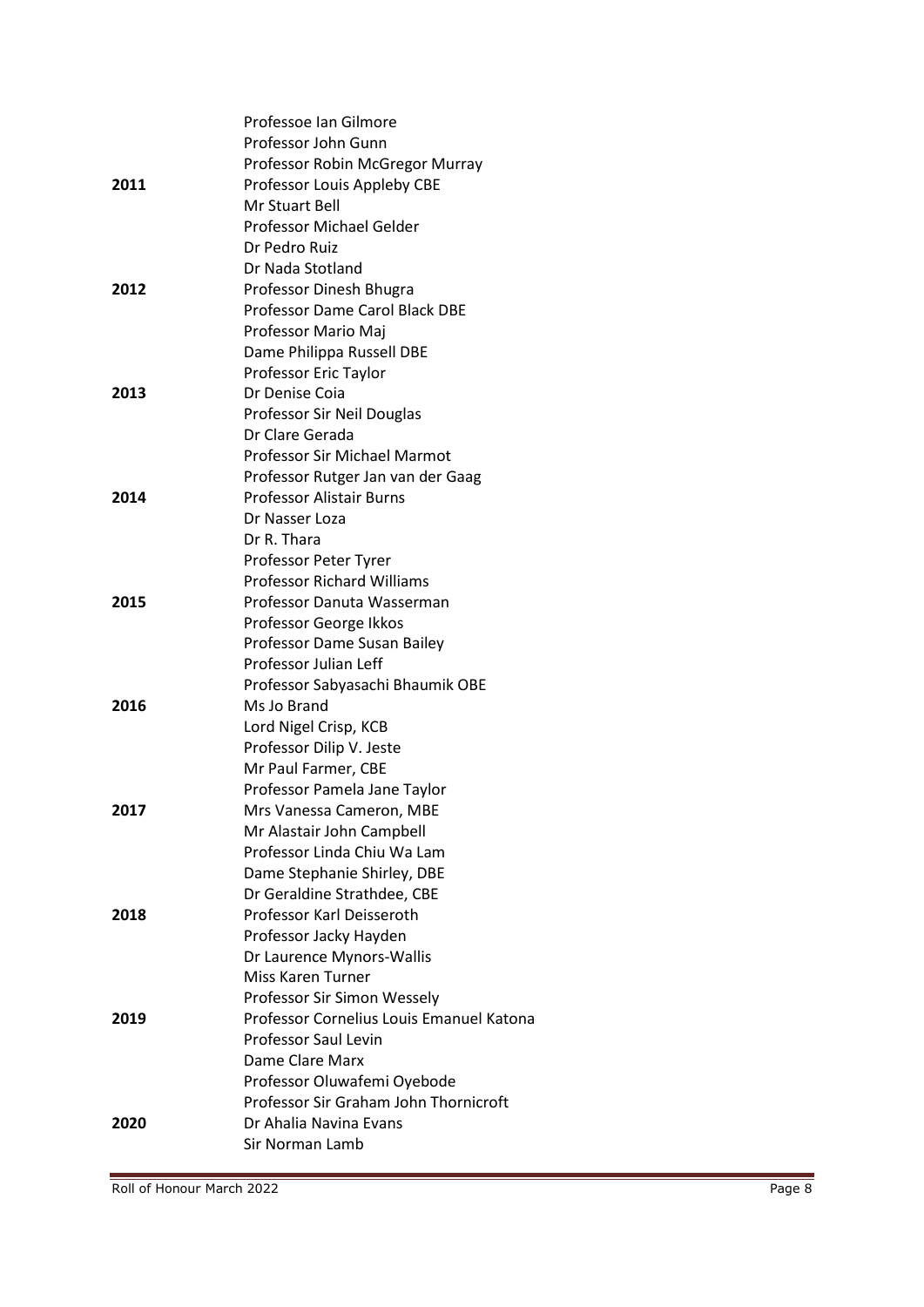| | |
|---|---|
| | Professoe Ian Gilmore |
| | Professor John Gunn |
| | Professor Robin McGregor Murray |
| **2011** | Professor Louis Appleby CBE |
| | Mr Stuart Bell |
| | Professor Michael Gelder |
| | Dr Pedro Ruiz |
| | Dr Nada Stotland |
| **2012** | Professor Dinesh Bhugra |
| | Professor Dame Carol Black DBE |
| | Professor Mario Maj |
| | Dame Philippa Russell DBE |
| | Professor Eric Taylor |
| **2013** | Dr Denise Coia |
| | Professor Sir Neil Douglas |
| | Dr Clare Gerada |
| | Professor Sir Michael Marmot |
| | Professor Rutger Jan van der Gaag |
| **2014** | Professor Alistair Burns |
| | Dr Nasser Loza |
| | Dr R. Thara |
| | Professor Peter Tyrer |
| | Professor Richard Williams |
| **2015** | Professor Danuta Wasserman |
| | Professor George Ikkos |
| | Professor Dame Susan Bailey |
| | Professor Julian Leff |
| | Professor Sabyasachi Bhaumik OBE |
| **2016** | Ms Jo Brand |
| | Lord Nigel Crisp, KCB |
| | Professor Dilip V. Jeste |
| | Mr Paul Farmer, CBE |
| | Professor Pamela Jane Taylor |
| **2017** | Mrs Vanessa Cameron, MBE |
| | Mr Alastair John Campbell |
| | Professor Linda Chiu Wa Lam |
| | Dame Stephanie Shirley, DBE |
| | Dr Geraldine Strathdee, CBE |
| **2018** | Professor Karl Deisseroth |
| | Professor Jacky Hayden |
| | Dr Laurence Mynors-Wallis |
| | Miss Karen Turner |
| | Professor Sir Simon Wessely |
| **2019** | Professor Cornelius Louis Emanuel Katona |
| | Professor Saul Levin |
| | Dame Clare Marx |
| | Professor Oluwafemi Oyebode |
| | Professor Sir Graham John Thornicroft |
| **2020** | Dr Ahalia Navina Evans |
| | Sir Norman Lamb |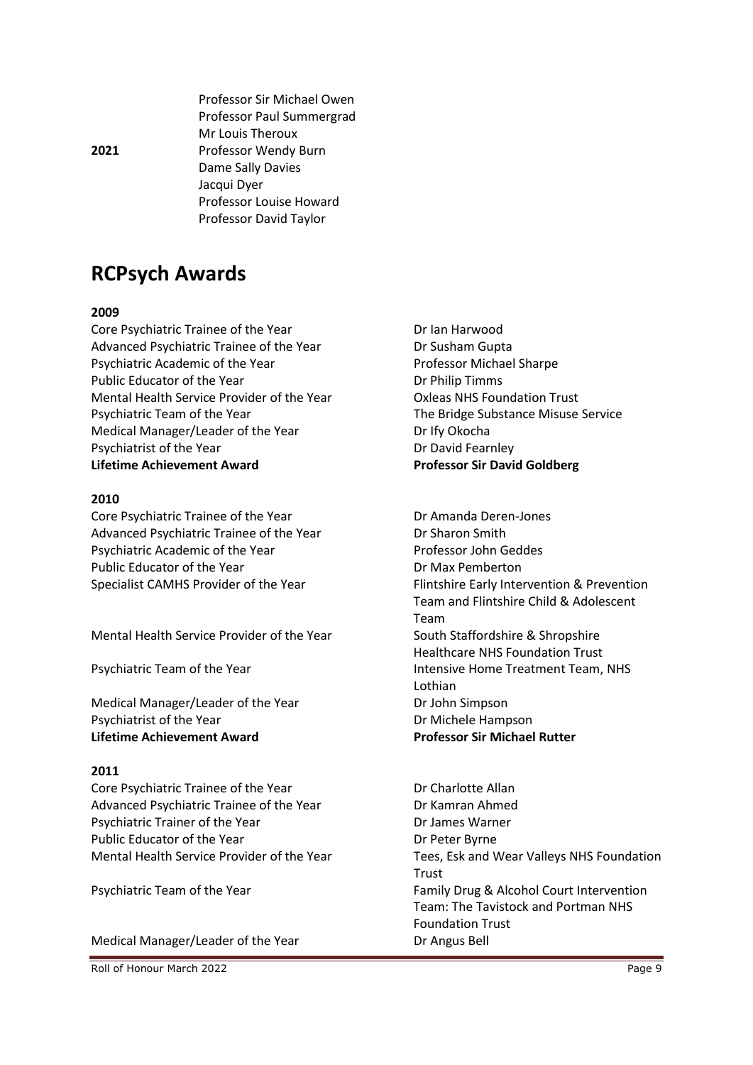Professor Sir Michael Owen
Professor Paul Summergrad
Mr Louis Theroux

**2021**
Professor Wendy Burn
Dame Sally Davies
Jacqui Dyer
Professor Louise Howard
Professor David Taylor

# RCPsych Awards

**2009**

| | |
|---|---|
| Core Psychiatric Trainee of the Year | Dr Ian Harwood |
| Advanced Psychiatric Trainee of the Year | Dr Susham Gupta |
| Psychiatric Academic of the Year | Professor Michael Sharpe |
| Public Educator of the Year | Dr Philip Timms |
| Mental Health Service Provider of the Year | Oxleas NHS Foundation Trust |
| Psychiatric Team of the Year | The Bridge Substance Misuse Service |
| Medical Manager/Leader of the Year | Dr Ify Okocha |
| Psychiatrist of the Year | Dr David Fearnley |
| **Lifetime Achievement Award** | **Professor Sir David Goldberg** |

**2010**

| | |
|---|---|
| Core Psychiatric Trainee of the Year | Dr Amanda Deren-Jones |
| Advanced Psychiatric Trainee of the Year | Dr Sharon Smith |
| Psychiatric Academic of the Year | Professor John Geddes |
| Public Educator of the Year | Dr Max Pemberton |
| Specialist CAMHS Provider of the Year | Flintshire Early Intervention & Prevention Team and Flintshire Child & Adolescent Team |
| Mental Health Service Provider of the Year | South Staffordshire & Shropshire Healthcare NHS Foundation Trust |
| Psychiatric Team of the Year | Intensive Home Treatment Team, NHS Lothian |
| Medical Manager/Leader of the Year | Dr John Simpson |
| Psychiatrist of the Year | Dr Michele Hampson |
| **Lifetime Achievement Award** | **Professor Sir Michael Rutter** |

**2011**

| | |
|---|---|
| Core Psychiatric Trainee of the Year | Dr Charlotte Allan |
| Advanced Psychiatric Trainee of the Year | Dr Kamran Ahmed |
| Psychiatric Trainer of the Year | Dr James Warner |
| Public Educator of the Year | Dr Peter Byrne |
| Mental Health Service Provider of the Year | Tees, Esk and Wear Valleys NHS Foundation Trust |
| Psychiatric Team of the Year | Family Drug & Alcohol Court Intervention Team: The Tavistock and Portman NHS Foundation Trust |
| Medical Manager/Leader of the Year | Dr Angus Bell |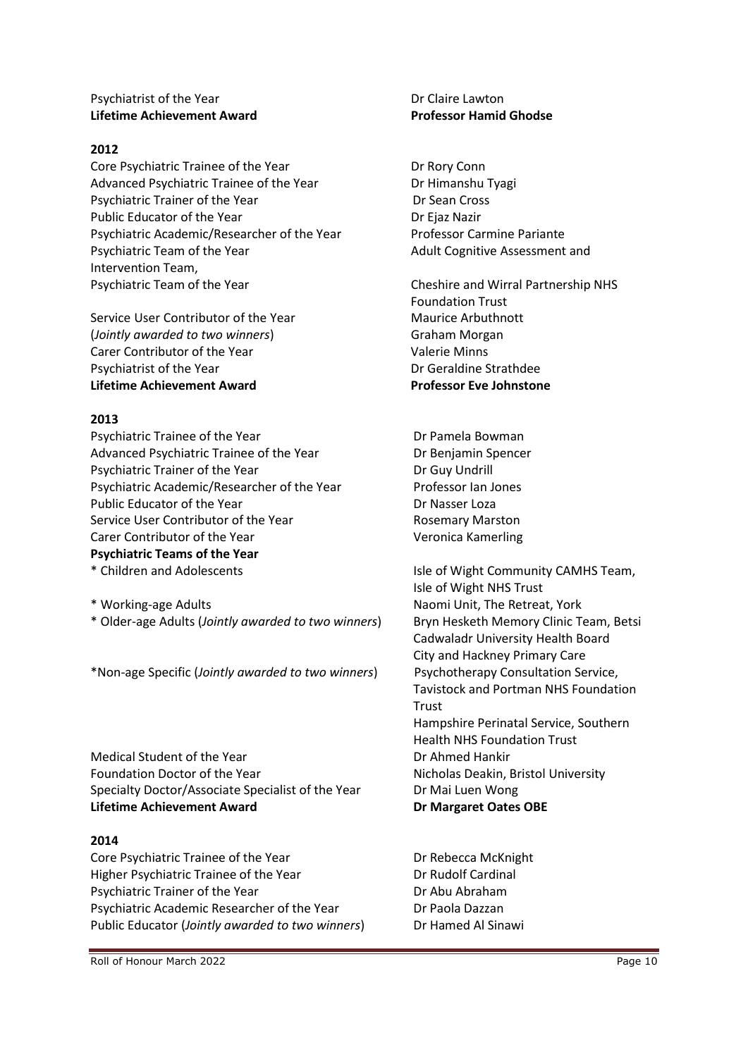| | |
|---|---|
| Psychiatrist of the Year | Dr Claire Lawton |
| **Lifetime Achievement Award** | **Professor Hamid Ghodse** |

## 2012

| | |
|---|---|
| Core Psychiatric Trainee of the Year | Dr Rory Conn |
| Advanced Psychiatric Trainee of the Year | Dr Himanshu Tyagi |
| Psychiatric Trainer of the Year | Dr Sean Cross |
| Public Educator of the Year | Dr Ejaz Nazir |
| Psychiatric Academic/Researcher of the Year | Professor Carmine Pariante |
| Psychiatric Team of the Year | Adult Cognitive Assessment and Intervention Team, |
| Psychiatric Team of the Year | Cheshire and Wirral Partnership NHS Foundation Trust |
| Service User Contributor of the Year (*Jointly awarded to two winners*) | Maurice Arbuthnott<br>Graham Morgan |
| Carer Contributor of the Year | Valerie Minns |
| Psychiatrist of the Year | Dr Geraldine Strathdee |
| **Lifetime Achievement Award** | **Professor Eve Johnstone** |

## 2013

| | |
|---|---|
| Psychiatric Trainee of the Year | Dr Pamela Bowman |
| Advanced Psychiatric Trainee of the Year | Dr Benjamin Spencer |
| Psychiatric Trainer of the Year | Dr Guy Undrill |
| Psychiatric Academic/Researcher of the Year | Professor Ian Jones |
| Public Educator of the Year | Dr Nasser Loza |
| Service User Contributor of the Year | Rosemary Marston |
| Carer Contributor of the Year | Veronica Kamerling |
| **Psychiatric Teams of the Year** | |
| * Children and Adolescents | Isle of Wight Community CAMHS Team, Isle of Wight NHS Trust |
| * Working-age Adults | Naomi Unit, The Retreat, York |
| * Older-age Adults (*Jointly awarded to two winners*) | Bryn Hesketh Memory Clinic Team, Betsi Cadwaladr University Health Board<br>City and Hackney Primary Care |
| *Non-age Specific (*Jointly awarded to two winners*) | Psychotherapy Consultation Service, Tavistock and Portman NHS Foundation Trust<br>Hampshire Perinatal Service, Southern Health NHS Foundation Trust |
| Medical Student of the Year | Dr Ahmed Hankir |
| Foundation Doctor of the Year | Nicholas Deakin, Bristol University |
| Specialty Doctor/Associate Specialist of the Year | Dr Mai Luen Wong |
| **Lifetime Achievement Award** | **Dr Margaret Oates OBE** |

## 2014

| | |
|---|---|
| Core Psychiatric Trainee of the Year | Dr Rebecca McKnight |
| Higher Psychiatric Trainee of the Year | Dr Rudolf Cardinal |
| Psychiatric Trainer of the Year | Dr Abu Abraham |
| Psychiatric Academic Researcher of the Year | Dr Paola Dazzan |
| Public Educator (*Jointly awarded to two winners*) | Dr Hamed Al Sinawi |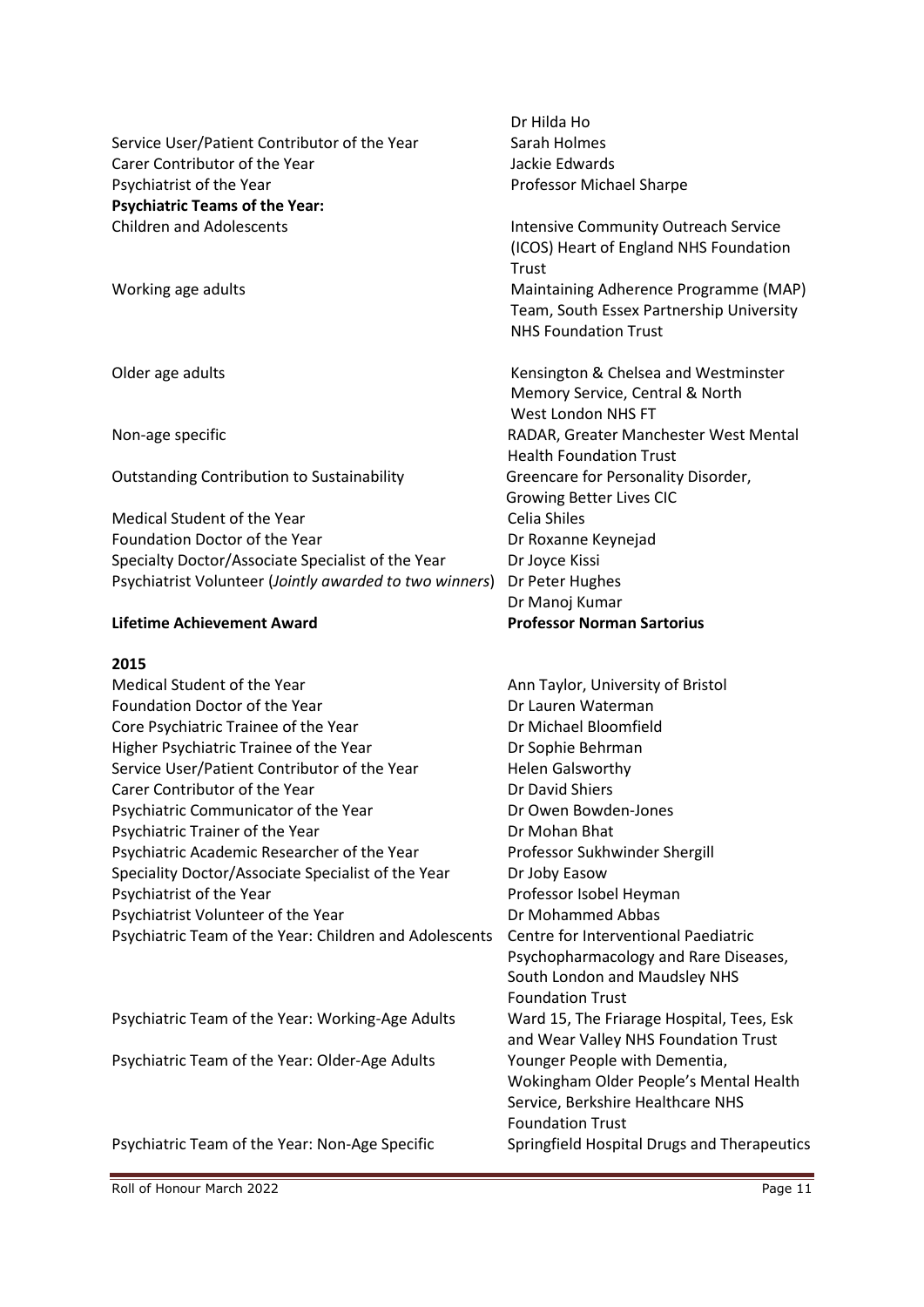| | |
|---|---|
| | Dr Hilda Ho |
| Service User/Patient Contributor of the Year | Sarah Holmes |
| Carer Contributor of the Year | Jackie Edwards |
| Psychiatrist of the Year | Professor Michael Sharpe |
| **Psychiatric Teams of the Year:** | |
| Children and Adolescents | Intensive Community Outreach Service (ICOS) Heart of England NHS Foundation Trust |
| Working age adults | Maintaining Adherence Programme (MAP) Team, South Essex Partnership University NHS Foundation Trust |
| Older age adults | Kensington & Chelsea and Westminster Memory Service, Central & North West London NHS FT |
| Non-age specific | RADAR, Greater Manchester West Mental Health Foundation Trust |
| Outstanding Contribution to Sustainability | Greencare for Personality Disorder, Growing Better Lives CIC |
| Medical Student of the Year | Celia Shiles |
| Foundation Doctor of the Year | Dr Roxanne Keynejad |
| Specialty Doctor/Associate Specialist of the Year | Dr Joyce Kissi |
| Psychiatrist Volunteer (*Jointly awarded to two winners*) | Dr Peter Hughes<br>Dr Manoj Kumar |
| **Lifetime Achievement Award** | **Professor Norman Sartorius** |

**2015**

| | |
|---|---|
| Medical Student of the Year | Ann Taylor, University of Bristol |
| Foundation Doctor of the Year | Dr Lauren Waterman |
| Core Psychiatric Trainee of the Year | Dr Michael Bloomfield |
| Higher Psychiatric Trainee of the Year | Dr Sophie Behrman |
| Service User/Patient Contributor of the Year | Helen Galsworthy |
| Carer Contributor of the Year | Dr David Shiers |
| Psychiatric Communicator of the Year | Dr Owen Bowden-Jones |
| Psychiatric Trainer of the Year | Dr Mohan Bhat |
| Psychiatric Academic Researcher of the Year | Professor Sukhwinder Shergill |
| Speciality Doctor/Associate Specialist of the Year | Dr Joby Easow |
| Psychiatrist of the Year | Professor Isobel Heyman |
| Psychiatrist Volunteer of the Year | Dr Mohammed Abbas |
| Psychiatric Team of the Year: Children and Adolescents | Centre for Interventional Paediatric Psychopharmacology and Rare Diseases, South London and Maudsley NHS Foundation Trust |
| Psychiatric Team of the Year: Working-Age Adults | Ward 15, The Friarage Hospital, Tees, Esk and Wear Valley NHS Foundation Trust |
| Psychiatric Team of the Year: Older-Age Adults | Younger People with Dementia, Wokingham Older People's Mental Health Service, Berkshire Healthcare NHS Foundation Trust |
| Psychiatric Team of the Year: Non-Age Specific | Springfield Hospital Drugs and Therapeutics |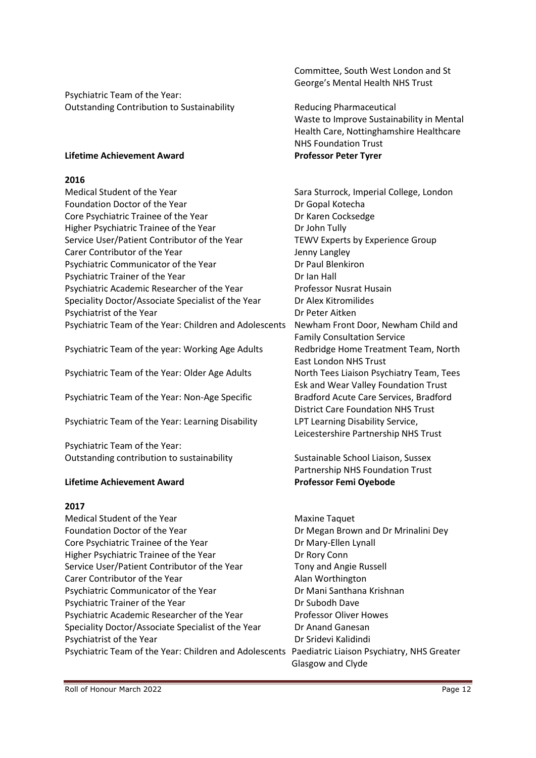| | |
|---|---|
| | Committee, South West London and St George's Mental Health NHS Trust |
| Psychiatric Team of the Year: Outstanding Contribution to Sustainability | Reducing Pharmaceutical Waste to Improve Sustainability in Mental Health Care, Nottinghamshire Healthcare NHS Foundation Trust |
| **Lifetime Achievement Award** | **Professor Peter Tyrer** |

**2016**

| | |
|---|---|
| Medical Student of the Year | Sara Sturrock, Imperial College, London |
| Foundation Doctor of the Year | Dr Gopal Kotecha |
| Core Psychiatric Trainee of the Year | Dr Karen Cocksedge |
| Higher Psychiatric Trainee of the Year | Dr John Tully |
| Service User/Patient Contributor of the Year | TEWV Experts by Experience Group |
| Carer Contributor of the Year | Jenny Langley |
| Psychiatric Communicator of the Year | Dr Paul Blenkiron |
| Psychiatric Trainer of the Year | Dr Ian Hall |
| Psychiatric Academic Researcher of the Year | Professor Nusrat Husain |
| Speciality Doctor/Associate Specialist of the Year | Dr Alex Kitromilides |
| Psychiatrist of the Year | Dr Peter Aitken |
| Psychiatric Team of the Year: Children and Adolescents | Newham Front Door, Newham Child and Family Consultation Service |
| Psychiatric Team of the year: Working Age Adults | Redbridge Home Treatment Team, North East London NHS Trust |
| Psychiatric Team of the Year: Older Age Adults | North Tees Liaison Psychiatry Team, Tees Esk and Wear Valley Foundation Trust |
| Psychiatric Team of the Year: Non-Age Specific | Bradford Acute Care Services, Bradford District Care Foundation NHS Trust |
| Psychiatric Team of the Year: Learning Disability | LPT Learning Disability Service, Leicestershire Partnership NHS Trust |
| Psychiatric Team of the Year: Outstanding contribution to sustainability | Sustainable School Liaison, Sussex Partnership NHS Foundation Trust |
| **Lifetime Achievement Award** | **Professor Femi Oyebode** |

**2017**

| | |
|---|---|
| Medical Student of the Year | Maxine Taquet |
| Foundation Doctor of the Year | Dr Megan Brown and Dr Mrinalini Dey |
| Core Psychiatric Trainee of the Year | Dr Mary-Ellen Lynall |
| Higher Psychiatric Trainee of the Year | Dr Rory Conn |
| Service User/Patient Contributor of the Year | Tony and Angie Russell |
| Carer Contributor of the Year | Alan Worthington |
| Psychiatric Communicator of the Year | Dr Mani Santhana Krishnan |
| Psychiatric Trainer of the Year | Dr Subodh Dave |
| Psychiatric Academic Researcher of the Year | Professor Oliver Howes |
| Speciality Doctor/Associate Specialist of the Year | Dr Anand Ganesan |
| Psychiatrist of the Year | Dr Sridevi Kalidindi |
| Psychiatric Team of the Year: Children and Adolescents | Paediatric Liaison Psychiatry, NHS Greater Glasgow and Clyde |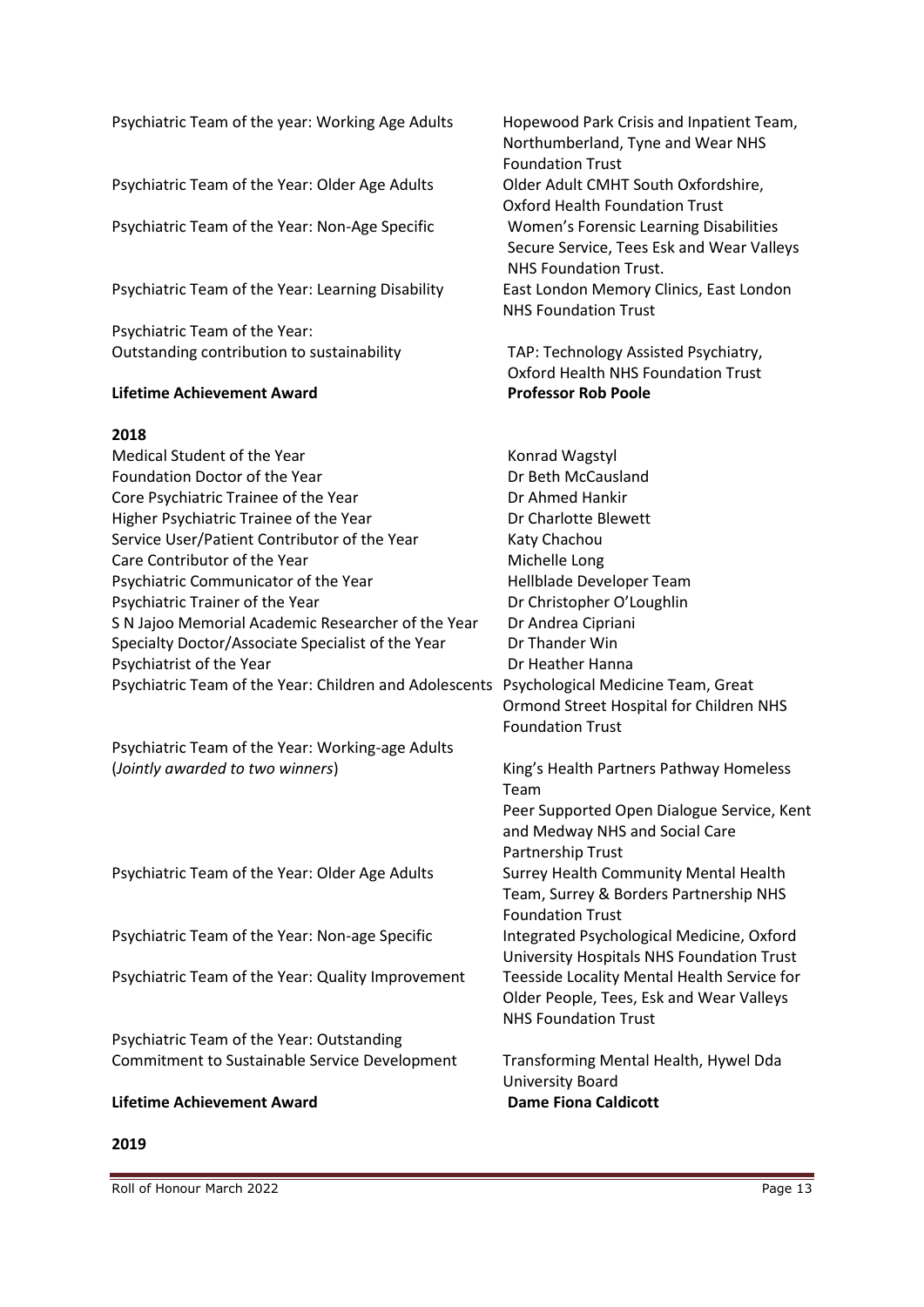| | |
|---|---|
| Psychiatric Team of the year: Working Age Adults | Hopewood Park Crisis and Inpatient Team, Northumberland, Tyne and Wear NHS Foundation Trust |
| Psychiatric Team of the Year: Older Age Adults | Older Adult CMHT South Oxfordshire, Oxford Health Foundation Trust |
| Psychiatric Team of the Year: Non-Age Specific | Women's Forensic Learning Disabilities Secure Service, Tees Esk and Wear Valleys NHS Foundation Trust. |
| Psychiatric Team of the Year: Learning Disability | East London Memory Clinics, East London NHS Foundation Trust |
| Psychiatric Team of the Year: Outstanding contribution to sustainability | TAP: Technology Assisted Psychiatry, Oxford Health NHS Foundation Trust |
| **Lifetime Achievement Award** | **Professor Rob Poole** |

**2018**

| | |
|---|---|
| Medical Student of the Year | Konrad Wagstyl |
| Foundation Doctor of the Year | Dr Beth McCausland |
| Core Psychiatric Trainee of the Year | Dr Ahmed Hankir |
| Higher Psychiatric Trainee of the Year | Dr Charlotte Blewett |
| Service User/Patient Contributor of the Year | Katy Chachou |
| Care Contributor of the Year | Michelle Long |
| Psychiatric Communicator of the Year | Hellblade Developer Team |
| Psychiatric Trainer of the Year | Dr Christopher O'Loughlin |
| S N Jajoo Memorial Academic Researcher of the Year | Dr Andrea Cipriani |
| Specialty Doctor/Associate Specialist of the Year | Dr Thander Win |
| Psychiatrist of the Year | Dr Heather Hanna |
| Psychiatric Team of the Year: Children and Adolescents | Psychological Medicine Team, Great Ormond Street Hospital for Children NHS Foundation Trust |
| Psychiatric Team of the Year: Working-age Adults (*Jointly awarded to two winners*) | King's Health Partners Pathway Homeless Team<br>Peer Supported Open Dialogue Service, Kent and Medway NHS and Social Care Partnership Trust |
| Psychiatric Team of the Year: Older Age Adults | Surrey Health Community Mental Health Team, Surrey & Borders Partnership NHS Foundation Trust |
| Psychiatric Team of the Year: Non-age Specific | Integrated Psychological Medicine, Oxford University Hospitals NHS Foundation Trust |
| Psychiatric Team of the Year: Quality Improvement | Teesside Locality Mental Health Service for Older People, Tees, Esk and Wear Valleys NHS Foundation Trust |
| Psychiatric Team of the Year: Outstanding Commitment to Sustainable Service Development | Transforming Mental Health, Hywel Dda University Board |
| **Lifetime Achievement Award** | **Dame Fiona Caldicott** |

**2019**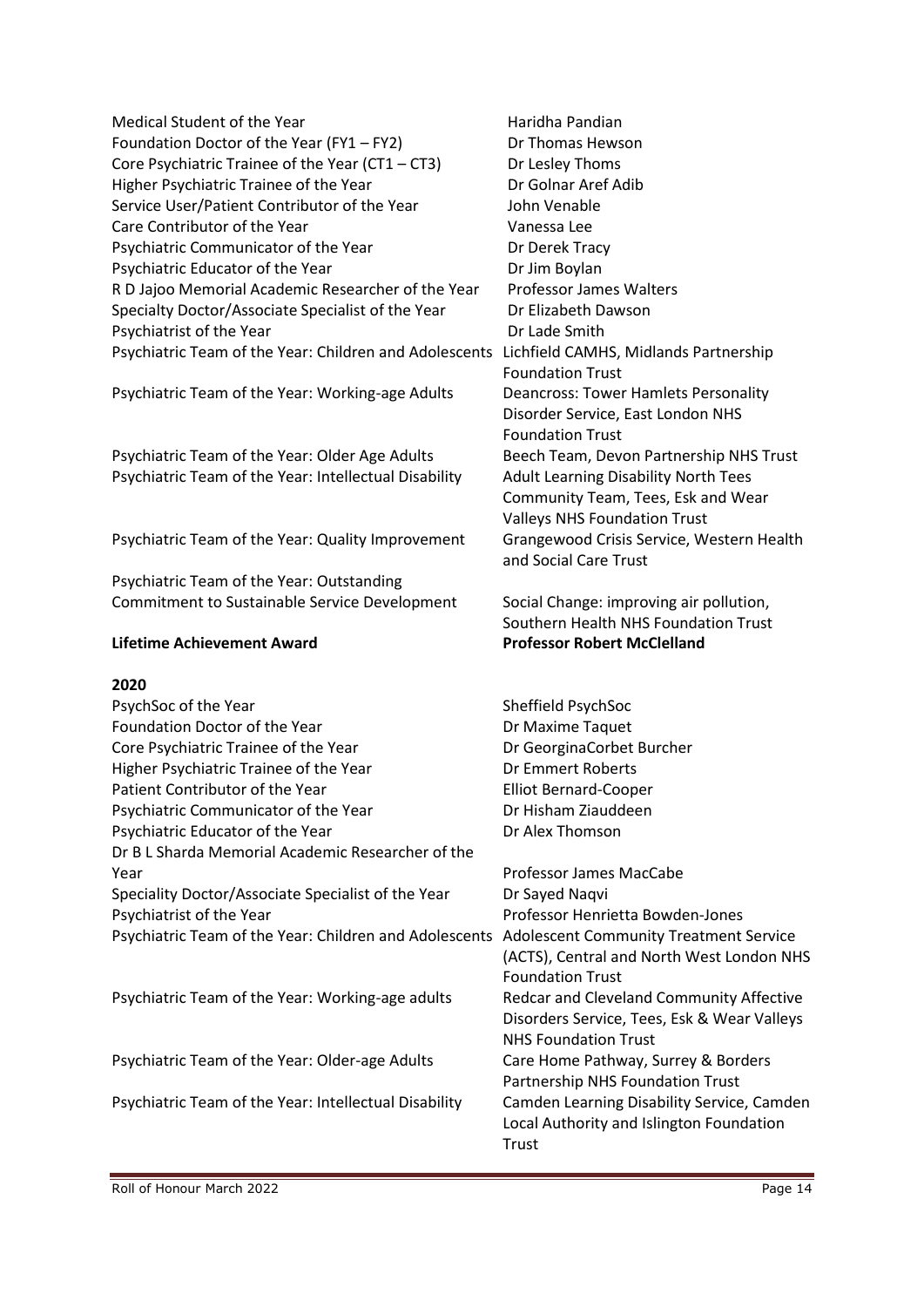| | |
|---|---|
| Medical Student of the Year | Haridha Pandian |
| Foundation Doctor of the Year (FY1 – FY2) | Dr Thomas Hewson |
| Core Psychiatric Trainee of the Year (CT1 – CT3) | Dr Lesley Thoms |
| Higher Psychiatric Trainee of the Year | Dr Golnar Aref Adib |
| Service User/Patient Contributor of the Year | John Venable |
| Care Contributor of the Year | Vanessa Lee |
| Psychiatric Communicator of the Year | Dr Derek Tracy |
| Psychiatric Educator of the Year | Dr Jim Boylan |
| R D Jajoo Memorial Academic Researcher of the Year | Professor James Walters |
| Specialty Doctor/Associate Specialist of the Year | Dr Elizabeth Dawson |
| Psychiatrist of the Year | Dr Lade Smith |
| Psychiatric Team of the Year: Children and Adolescents | Lichfield CAMHS, Midlands Partnership Foundation Trust |
| Psychiatric Team of the Year: Working-age Adults | Deancross: Tower Hamlets Personality Disorder Service, East London NHS Foundation Trust |
| Psychiatric Team of the Year: Older Age Adults | Beech Team, Devon Partnership NHS Trust |
| Psychiatric Team of the Year: Intellectual Disability | Adult Learning Disability North Tees Community Team, Tees, Esk and Wear Valleys NHS Foundation Trust |
| Psychiatric Team of the Year: Quality Improvement | Grangewood Crisis Service, Western Health and Social Care Trust |
| Psychiatric Team of the Year: Outstanding Commitment to Sustainable Service Development | Social Change: improving air pollution, Southern Health NHS Foundation Trust |
| **Lifetime Achievement Award** | **Professor Robert McClelland** |

**2020**

| | |
|---|---|
| PsychSoc of the Year | Sheffield PsychSoc |
| Foundation Doctor of the Year | Dr Maxime Taquet |
| Core Psychiatric Trainee of the Year | Dr GeorginaCorbet Burcher |
| Higher Psychiatric Trainee of the Year | Dr Emmert Roberts |
| Patient Contributor of the Year | Elliot Bernard-Cooper |
| Psychiatric Communicator of the Year | Dr Hisham Ziauddeen |
| Psychiatric Educator of the Year | Dr Alex Thomson |
| Dr B L Sharda Memorial Academic Researcher of the Year | Professor James MacCabe |
| Speciality Doctor/Associate Specialist of the Year | Dr Sayed Naqvi |
| Psychiatrist of the Year | Professor Henrietta Bowden-Jones |
| Psychiatric Team of the Year: Children and Adolescents | Adolescent Community Treatment Service (ACTS), Central and North West London NHS Foundation Trust |
| Psychiatric Team of the Year: Working-age adults | Redcar and Cleveland Community Affective Disorders Service, Tees, Esk & Wear Valleys NHS Foundation Trust |
| Psychiatric Team of the Year: Older-age Adults | Care Home Pathway, Surrey & Borders Partnership NHS Foundation Trust |
| Psychiatric Team of the Year: Intellectual Disability | Camden Learning Disability Service, Camden Local Authority and Islington Foundation Trust |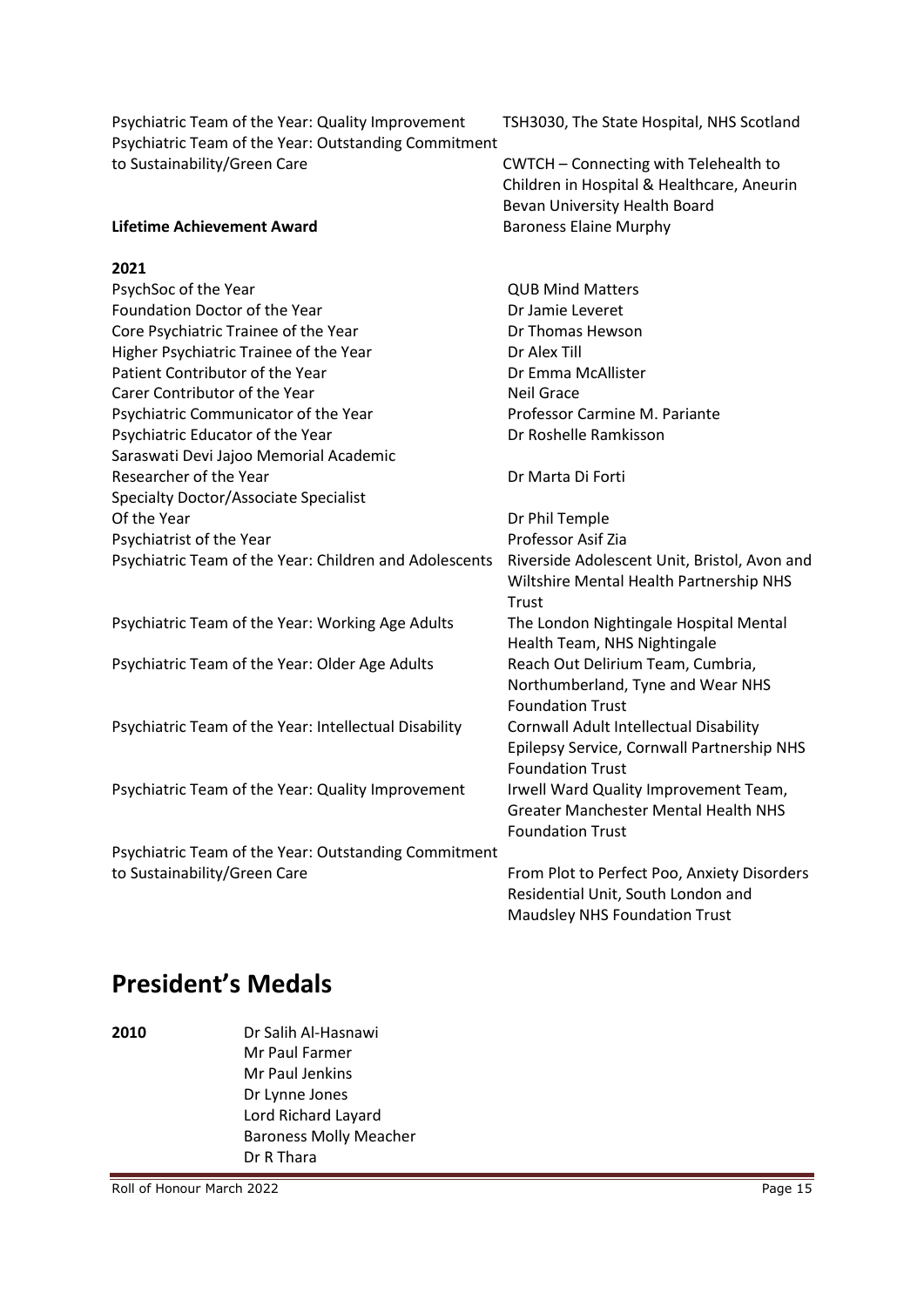| | |
|---|---|
| Psychiatric Team of the Year: Quality Improvement | TSH3030, The State Hospital, NHS Scotland |
| Psychiatric Team of the Year: Outstanding Commitment to Sustainability/Green Care | CWTCH – Connecting with Telehealth to Children in Hospital & Healthcare, Aneurin Bevan University Health Board |
| **Lifetime Achievement Award** | Baroness Elaine Murphy |

**2021**

| | |
|---|---|
| PsychSoc of the Year | QUB Mind Matters |
| Foundation Doctor of the Year | Dr Jamie Leveret |
| Core Psychiatric Trainee of the Year | Dr Thomas Hewson |
| Higher Psychiatric Trainee of the Year | Dr Alex Till |
| Patient Contributor of the Year | Dr Emma McAllister |
| Carer Contributor of the Year | Neil Grace |
| Psychiatric Communicator of the Year | Professor Carmine M. Pariante |
| Psychiatric Educator of the Year | Dr Roshelle Ramkisson |
| Saraswati Devi Jajoo Memorial Academic Researcher of the Year | Dr Marta Di Forti |
| Specialty Doctor/Associate Specialist Of the Year | Dr Phil Temple |
| Psychiatrist of the Year | Professor Asif Zia |
| Psychiatric Team of the Year: Children and Adolescents | Riverside Adolescent Unit, Bristol, Avon and Wiltshire Mental Health Partnership NHS Trust |
| Psychiatric Team of the Year: Working Age Adults | The London Nightingale Hospital Mental Health Team, NHS Nightingale |
| Psychiatric Team of the Year: Older Age Adults | Reach Out Delirium Team, Cumbria, Northumberland, Tyne and Wear NHS Foundation Trust |
| Psychiatric Team of the Year: Intellectual Disability | Cornwall Adult Intellectual Disability Epilepsy Service, Cornwall Partnership NHS Foundation Trust |
| Psychiatric Team of the Year: Quality Improvement | Irwell Ward Quality Improvement Team, Greater Manchester Mental Health NHS Foundation Trust |
| Psychiatric Team of the Year: Outstanding Commitment to Sustainability/Green Care | From Plot to Perfect Poo, Anxiety Disorders Residential Unit, South London and Maudsley NHS Foundation Trust |

# President's Medals

**2010**

- Dr Salih Al-Hasnawi
- Mr Paul Farmer
- Mr Paul Jenkins
- Dr Lynne Jones
- Lord Richard Layard
- Baroness Molly Meacher
- Dr R Thara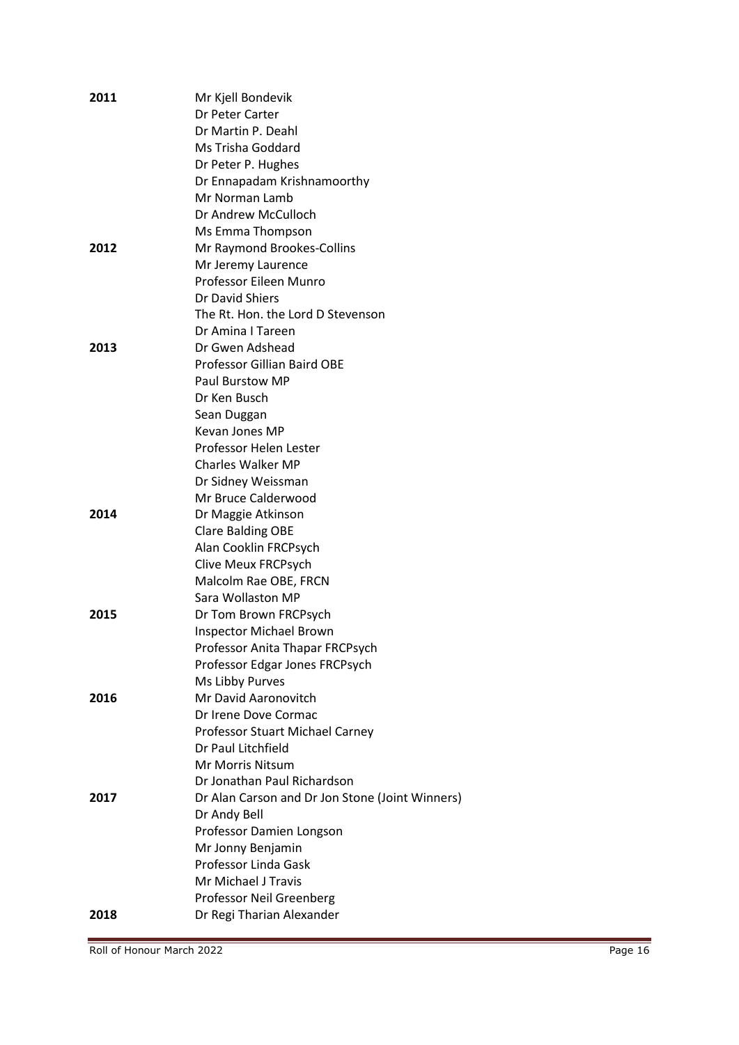| | |
|---|---|
| **2011** | Mr Kjell Bondevik |
| | Dr Peter Carter |
| | Dr Martin P. Deahl |
| | Ms Trisha Goddard |
| | Dr Peter P. Hughes |
| | Dr Ennapadam Krishnamoorthy |
| | Mr Norman Lamb |
| | Dr Andrew McCulloch |
| | Ms Emma Thompson |
| **2012** | Mr Raymond Brookes-Collins |
| | Mr Jeremy Laurence |
| | Professor Eileen Munro |
| | Dr David Shiers |
| | The Rt. Hon. the Lord D Stevenson |
| | Dr Amina I Tareen |
| **2013** | Dr Gwen Adshead |
| | Professor Gillian Baird OBE |
| | Paul Burstow MP |
| | Dr Ken Busch |
| | Sean Duggan |
| | Kevan Jones MP |
| | Professor Helen Lester |
| | Charles Walker MP |
| | Dr Sidney Weissman |
| | Mr Bruce Calderwood |
| **2014** | Dr Maggie Atkinson |
| | Clare Balding OBE |
| | Alan Cooklin FRCPsych |
| | Clive Meux FRCPsych |
| | Malcolm Rae OBE, FRCN |
| | Sara Wollaston MP |
| **2015** | Dr Tom Brown FRCPsych |
| | Inspector Michael Brown |
| | Professor Anita Thapar FRCPsych |
| | Professor Edgar Jones FRCPsych |
| | Ms Libby Purves |
| **2016** | Mr David Aaronovitch |
| | Dr Irene Dove Cormac |
| | Professor Stuart Michael Carney |
| | Dr Paul Litchfield |
| | Mr Morris Nitsum |
| | Dr Jonathan Paul Richardson |
| **2017** | Dr Alan Carson and Dr Jon Stone (Joint Winners) |
| | Dr Andy Bell |
| | Professor Damien Longson |
| | Mr Jonny Benjamin |
| | Professor Linda Gask |
| | Mr Michael J Travis |
| | Professor Neil Greenberg |
| **2018** | Dr Regi Tharian Alexander |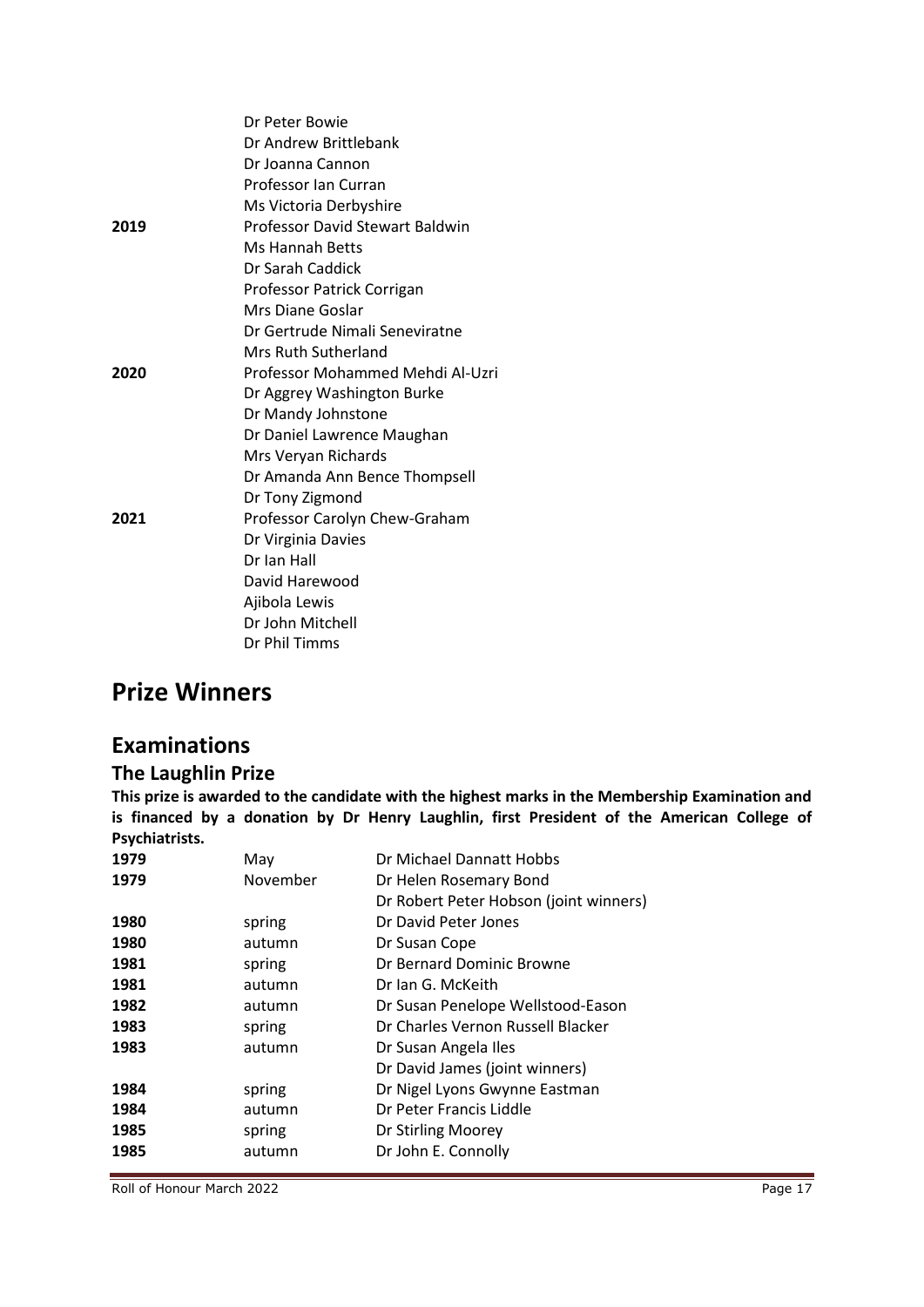| | |
|---|---|
| | Dr Peter Bowie |
| | Dr Andrew Brittlebank |
| | Dr Joanna Cannon |
| | Professor Ian Curran |
| | Ms Victoria Derbyshire |
| **2019** | Professor David Stewart Baldwin |
| | Ms Hannah Betts |
| | Dr Sarah Caddick |
| | Professor Patrick Corrigan |
| | Mrs Diane Goslar |
| | Dr Gertrude Nimali Seneviratne |
| | Mrs Ruth Sutherland |
| **2020** | Professor Mohammed Mehdi Al-Uzri |
| | Dr Aggrey Washington Burke |
| | Dr Mandy Johnstone |
| | Dr Daniel Lawrence Maughan |
| | Mrs Veryan Richards |
| | Dr Amanda Ann Bence Thompsell |
| | Dr Tony Zigmond |
| **2021** | Professor Carolyn Chew-Graham |
| | Dr Virginia Davies |
| | Dr Ian Hall |
| | David Harewood |
| | Ajibola Lewis |
| | Dr John Mitchell |
| | Dr Phil Timms |

# Prize Winners

## Examinations

### The Laughlin Prize

**This prize is awarded to the candidate with the highest marks in the Membership Examination and is financed by a donation by Dr Henry Laughlin, first President of the American College of Psychiatrists.**

| | | |
|---|---|---|
| **1979** | May | Dr Michael Dannatt Hobbs |
| **1979** | November | Dr Helen Rosemary Bond |
| | | Dr Robert Peter Hobson (joint winners) |
| **1980** | spring | Dr David Peter Jones |
| **1980** | autumn | Dr Susan Cope |
| **1981** | spring | Dr Bernard Dominic Browne |
| **1981** | autumn | Dr Ian G. McKeith |
| **1982** | autumn | Dr Susan Penelope Wellstood-Eason |
| **1983** | spring | Dr Charles Vernon Russell Blacker |
| **1983** | autumn | Dr Susan Angela Iles |
| | | Dr David James (joint winners) |
| **1984** | spring | Dr Nigel Lyons Gwynne Eastman |
| **1984** | autumn | Dr Peter Francis Liddle |
| **1985** | spring | Dr Stirling Moorey |
| **1985** | autumn | Dr John E. Connolly |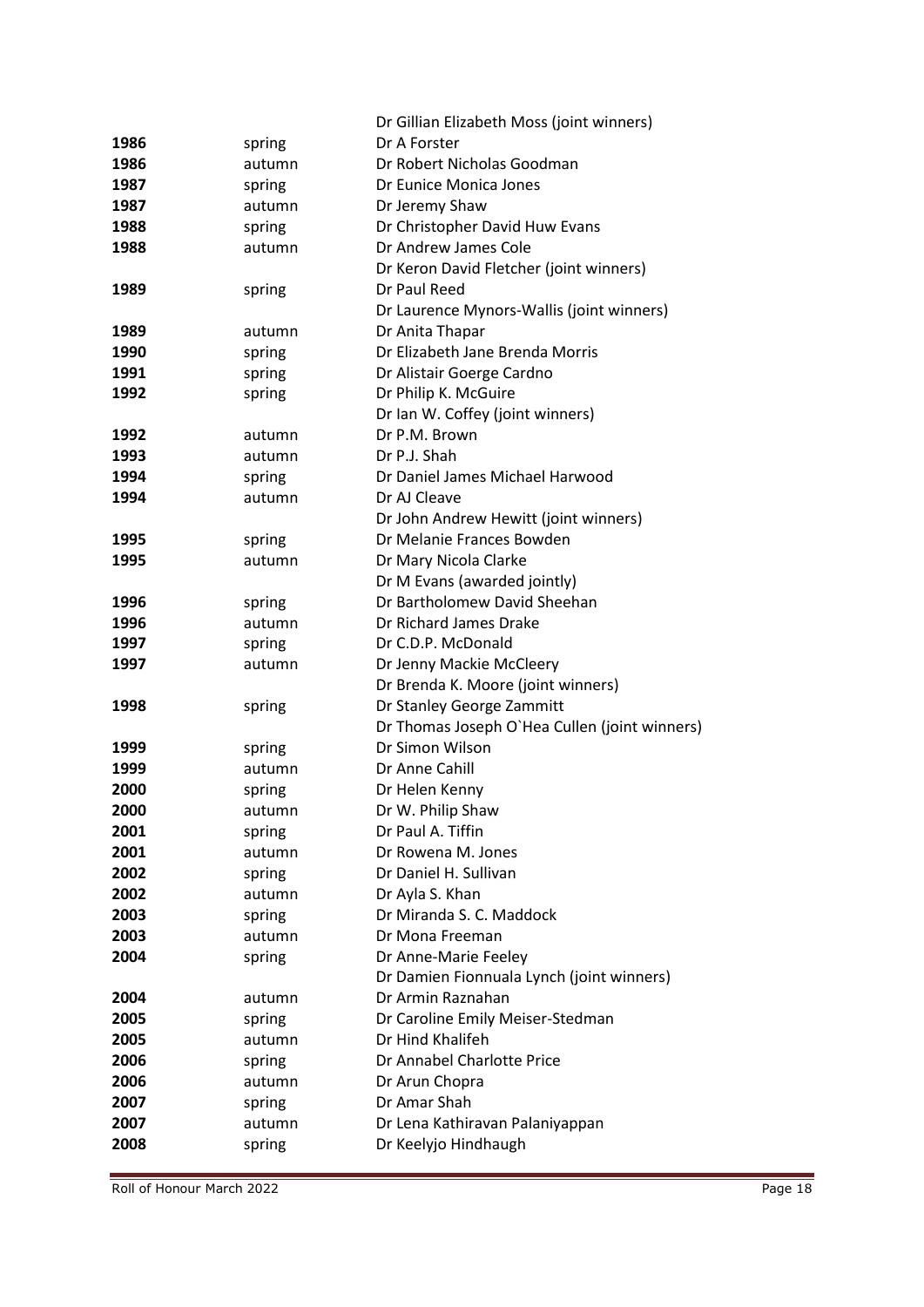| | | |
|---|---|---|
| | | Dr Gillian Elizabeth Moss (joint winners) |
| **1986** | spring | Dr A Forster |
| **1986** | autumn | Dr Robert Nicholas Goodman |
| **1987** | spring | Dr Eunice Monica Jones |
| **1987** | autumn | Dr Jeremy Shaw |
| **1988** | spring | Dr Christopher David Huw Evans |
| **1988** | autumn | Dr Andrew James Cole |
| | | Dr Keron David Fletcher (joint winners) |
| **1989** | spring | Dr Paul Reed |
| | | Dr Laurence Mynors-Wallis (joint winners) |
| **1989** | autumn | Dr Anita Thapar |
| **1990** | spring | Dr Elizabeth Jane Brenda Morris |
| **1991** | spring | Dr Alistair Goerge Cardno |
| **1992** | spring | Dr Philip K. McGuire |
| | | Dr Ian W. Coffey (joint winners) |
| **1992** | autumn | Dr P.M. Brown |
| **1993** | autumn | Dr P.J. Shah |
| **1994** | spring | Dr Daniel James Michael Harwood |
| **1994** | autumn | Dr AJ Cleave |
| | | Dr John Andrew Hewitt (joint winners) |
| **1995** | spring | Dr Melanie Frances Bowden |
| **1995** | autumn | Dr Mary Nicola Clarke |
| | | Dr M Evans (awarded jointly) |
| **1996** | spring | Dr Bartholomew David Sheehan |
| **1996** | autumn | Dr Richard James Drake |
| **1997** | spring | Dr C.D.P. McDonald |
| **1997** | autumn | Dr Jenny Mackie McCleery |
| | | Dr Brenda K. Moore (joint winners) |
| **1998** | spring | Dr Stanley George Zammitt |
| | | Dr Thomas Joseph O`Hea Cullen (joint winners) |
| **1999** | spring | Dr Simon Wilson |
| **1999** | autumn | Dr Anne Cahill |
| **2000** | spring | Dr Helen Kenny |
| **2000** | autumn | Dr W. Philip Shaw |
| **2001** | spring | Dr Paul A. Tiffin |
| **2001** | autumn | Dr Rowena M. Jones |
| **2002** | spring | Dr Daniel H. Sullivan |
| **2002** | autumn | Dr Ayla S. Khan |
| **2003** | spring | Dr Miranda S. C. Maddock |
| **2003** | autumn | Dr Mona Freeman |
| **2004** | spring | Dr Anne-Marie Feeley |
| | | Dr Damien Fionnuala Lynch (joint winners) |
| **2004** | autumn | Dr Armin Raznahan |
| **2005** | spring | Dr Caroline Emily Meiser-Stedman |
| **2005** | autumn | Dr Hind Khalifeh |
| **2006** | spring | Dr Annabel Charlotte Price |
| **2006** | autumn | Dr Arun Chopra |
| **2007** | spring | Dr Amar Shah |
| **2007** | autumn | Dr Lena Kathiravan Palaniyappan |
| **2008** | spring | Dr Keelyjo Hindhaugh |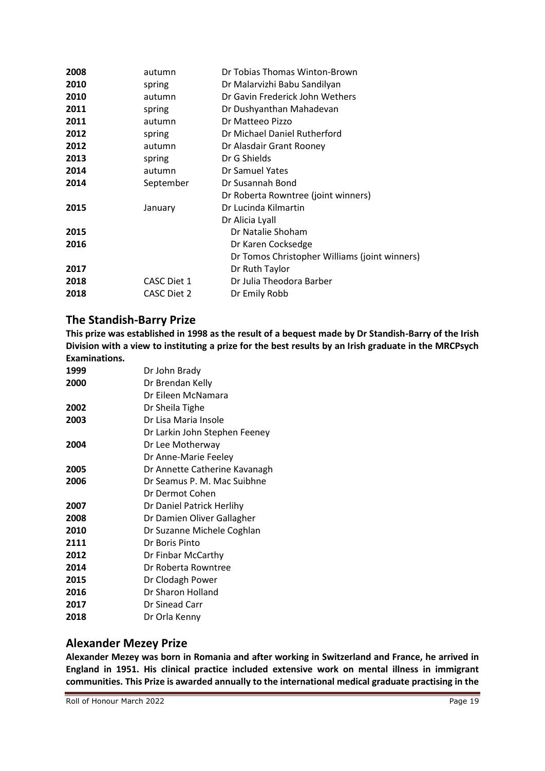| | | |
|---|---|---|
| **2008** | autumn | Dr Tobias Thomas Winton-Brown |
| **2010** | spring | Dr Malarvizhi Babu Sandilyan |
| **2010** | autumn | Dr Gavin Frederick John Wethers |
| **2011** | spring | Dr Dushyanthan Mahadevan |
| **2011** | autumn | Dr Matteo Pizzo |
| **2012** | spring | Dr Michael Daniel Rutherford |
| **2012** | autumn | Dr Alasdair Grant Rooney |
| **2013** | spring | Dr G Shields |
| **2014** | autumn | Dr Samuel Yates |
| **2014** | September | Dr Susannah Bond |
| | | Dr Roberta Rowntree (joint winners) |
| **2015** | January | Dr Lucinda Kilmartin |
| | | Dr Alicia Lyall |
| **2015** | | Dr Natalie Shoham |
| **2016** | | Dr Karen Cocksedge |
| | | Dr Tomos Christopher Williams (joint winners) |
| **2017** | | Dr Ruth Taylor |
| **2018** | CASC Diet 1 | Dr Julia Theodora Barber |
| **2018** | CASC Diet 2 | Dr Emily Robb |

## The Standish-Barry Prize

**This prize was established in 1998 as the result of a bequest made by Dr Standish-Barry of the Irish Division with a view to instituting a prize for the best results by an Irish graduate in the MRCPsych Examinations.**

| | |
|---|---|
| **1999** | Dr John Brady |
| **2000** | Dr Brendan Kelly |
| | Dr Eileen McNamara |
| **2002** | Dr Sheila Tighe |
| **2003** | Dr Lisa Maria Insole |
| | Dr Larkin John Stephen Feeney |
| **2004** | Dr Lee Motherway |
| | Dr Anne-Marie Feeley |
| **2005** | Dr Annette Catherine Kavanagh |
| **2006** | Dr Seamus P. M. Mac Suibhne |
| | Dr Dermot Cohen |
| **2007** | Dr Daniel Patrick Herlihy |
| **2008** | Dr Damien Oliver Gallagher |
| **2010** | Dr Suzanne Michele Coghlan |
| **2111** | Dr Boris Pinto |
| **2012** | Dr Finbar McCarthy |
| **2014** | Dr Roberta Rowntree |
| **2015** | Dr Clodagh Power |
| **2016** | Dr Sharon Holland |
| **2017** | Dr Sinead Carr |
| **2018** | Dr Orla Kenny |

## Alexander Mezey Prize

**Alexander Mezey was born in Romania and after working in Switzerland and France, he arrived in England in 1951. His clinical practice included extensive work on mental illness in immigrant communities. This Prize is awarded annually to the international medical graduate practising in the**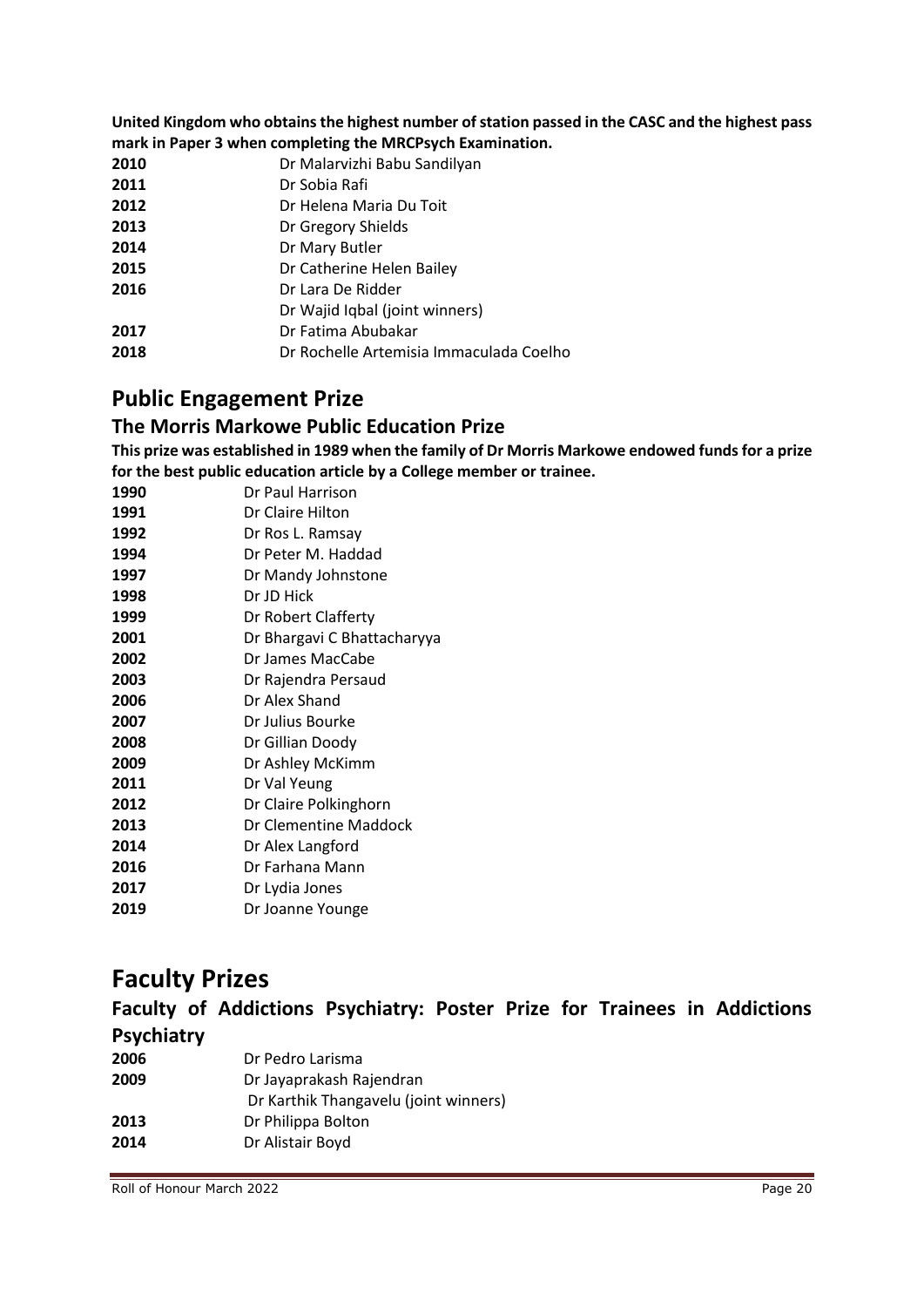**United Kingdom who obtains the highest number of station passed in the CASC and the highest pass mark in Paper 3 when completing the MRCPsych Examination.**

| | |
|---|---|
| **2010** | Dr Malarvizhi Babu Sandilyan |
| **2011** | Dr Sobia Rafi |
| **2012** | Dr Helena Maria Du Toit |
| **2013** | Dr Gregory Shields |
| **2014** | Dr Mary Butler |
| **2015** | Dr Catherine Helen Bailey |
| **2016** | Dr Lara De Ridder |
| | Dr Wajid Iqbal (joint winners) |
| **2017** | Dr Fatima Abubakar |
| **2018** | Dr Rochelle Artemisia Immaculada Coelho |

## Public Engagement Prize

### The Morris Markowe Public Education Prize

**This prize was established in 1989 when the family of Dr Morris Markowe endowed funds for a prize for the best public education article by a College member or trainee.**

| | |
|---|---|
| **1990** | Dr Paul Harrison |
| **1991** | Dr Claire Hilton |
| **1992** | Dr Ros L. Ramsay |
| **1994** | Dr Peter M. Haddad |
| **1997** | Dr Mandy Johnstone |
| **1998** | Dr JD Hick |
| **1999** | Dr Robert Clafferty |
| **2001** | Dr Bhargavi C Bhattacharyya |
| **2002** | Dr James MacCabe |
| **2003** | Dr Rajendra Persaud |
| **2006** | Dr Alex Shand |
| **2007** | Dr Julius Bourke |
| **2008** | Dr Gillian Doody |
| **2009** | Dr Ashley McKimm |
| **2011** | Dr Val Yeung |
| **2012** | Dr Claire Polkinghorn |
| **2013** | Dr Clementine Maddock |
| **2014** | Dr Alex Langford |
| **2016** | Dr Farhana Mann |
| **2017** | Dr Lydia Jones |
| **2019** | Dr Joanne Younge |

# Faculty Prizes

### Faculty of Addictions Psychiatry: Poster Prize for Trainees in Addictions Psychiatry

| | |
|---|---|
| **2006** | Dr Pedro Larisma |
| **2009** | Dr Jayaprakash Rajendran |
| | Dr Karthik Thangavelu (joint winners) |
| **2013** | Dr Philippa Bolton |
| **2014** | Dr Alistair Boyd |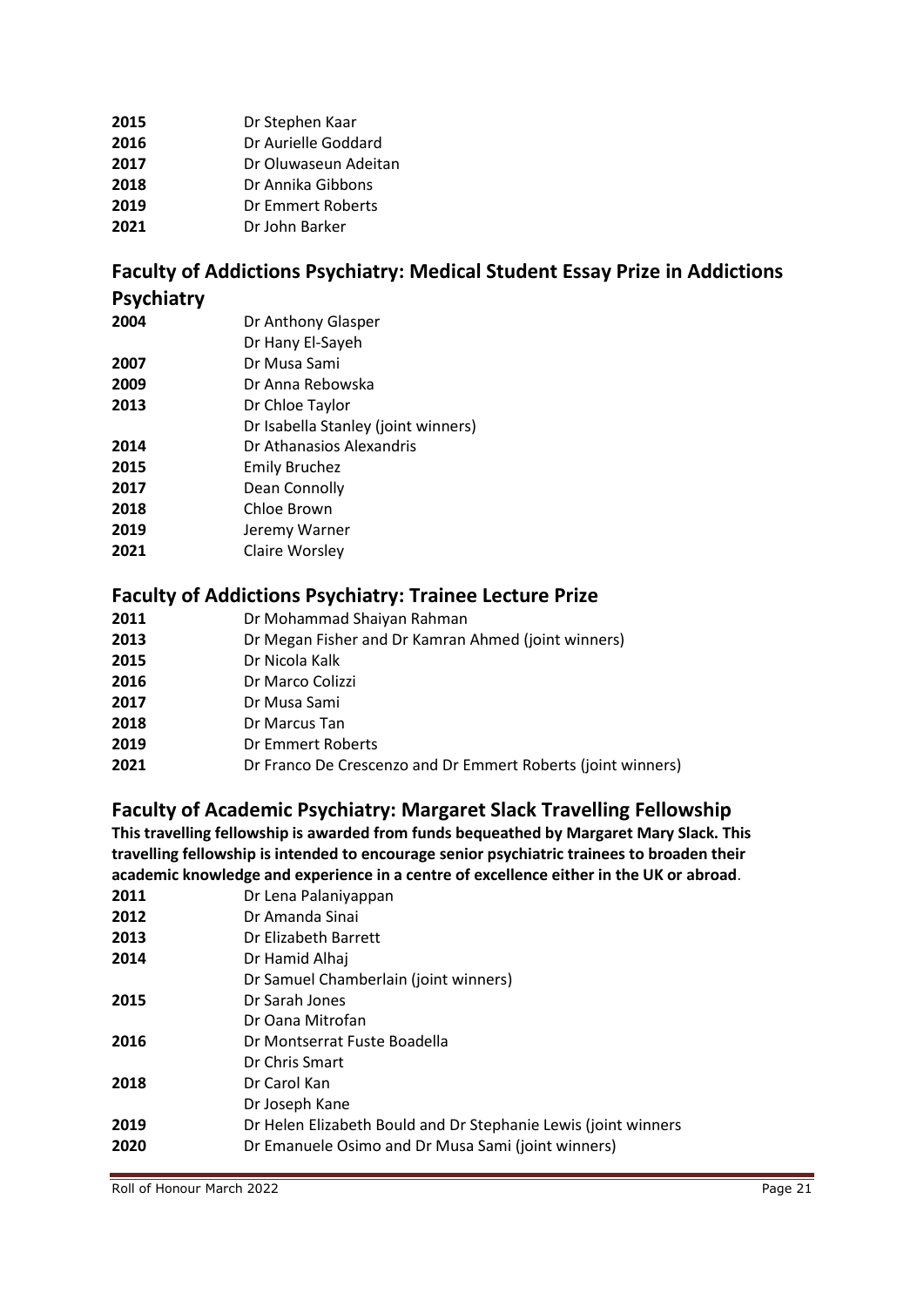| | |
|---|---|
| **2015** | Dr Stephen Kaar |
| **2016** | Dr Aurielle Goddard |
| **2017** | Dr Oluwaseun Adeitan |
| **2018** | Dr Annika Gibbons |
| **2019** | Dr Emmert Roberts |
| **2021** | Dr John Barker |

## Faculty of Addictions Psychiatry: Medical Student Essay Prize in Addictions Psychiatry

| | |
|---|---|
| **2004** | Dr Anthony Glasper |
| | Dr Hany El-Sayeh |
| **2007** | Dr Musa Sami |
| **2009** | Dr Anna Rebowska |
| **2013** | Dr Chloe Taylor |
| | Dr Isabella Stanley (joint winners) |
| **2014** | Dr Athanasios Alexandris |
| **2015** | Emily Bruchez |
| **2017** | Dean Connolly |
| **2018** | Chloe Brown |
| **2019** | Jeremy Warner |
| **2021** | Claire Worsley |

## Faculty of Addictions Psychiatry: Trainee Lecture Prize

| | |
|---|---|
| **2011** | Dr Mohammad Shaiyan Rahman |
| **2013** | Dr Megan Fisher and Dr Kamran Ahmed (joint winners) |
| **2015** | Dr Nicola Kalk |
| **2016** | Dr Marco Colizzi |
| **2017** | Dr Musa Sami |
| **2018** | Dr Marcus Tan |
| **2019** | Dr Emmert Roberts |
| **2021** | Dr Franco De Crescenzo and Dr Emmert Roberts (joint winners) |

## Faculty of Academic Psychiatry: Margaret Slack Travelling Fellowship

**This travelling fellowship is awarded from funds bequeathed by Margaret Mary Slack. This travelling fellowship is intended to encourage senior psychiatric trainees to broaden their academic knowledge and experience in a centre of excellence either in the UK or abroad**.

| | |
|---|---|
| **2011** | Dr Lena Palaniyappan |
| **2012** | Dr Amanda Sinai |
| **2013** | Dr Elizabeth Barrett |
| **2014** | Dr Hamid Alhaj |
| | Dr Samuel Chamberlain (joint winners) |
| **2015** | Dr Sarah Jones |
| | Dr Oana Mitrofan |
| **2016** | Dr Montserrat Fuste Boadella |
| | Dr Chris Smart |
| **2018** | Dr Carol Kan |
| | Dr Joseph Kane |
| **2019** | Dr Helen Elizabeth Bould and Dr Stephanie Lewis (joint winners |
| **2020** | Dr Emanuele Osimo and Dr Musa Sami (joint winners) |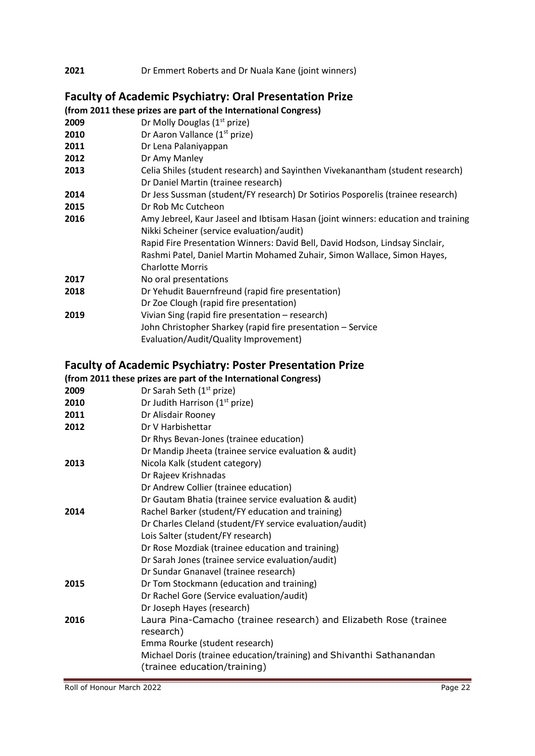**2021** Dr Emmert Roberts and Dr Nuala Kane (joint winners)

## Faculty of Academic Psychiatry: Oral Presentation Prize

**(from 2011 these prizes are part of the International Congress)**

| | |
|---|---|
| **2009** | Dr Molly Douglas (1st prize) |
| **2010** | Dr Aaron Vallance (1st prize) |
| **2011** | Dr Lena Palaniyappan |
| **2012** | Dr Amy Manley |
| **2013** | Celia Shiles (student research) and Sayinthen Vivekanantham (student research)<br>Dr Daniel Martin (trainee research) |
| **2014** | Dr Jess Sussman (student/FY research) Dr Sotirios Posporelis (trainee research) |
| **2015** | Dr Rob Mc Cutcheon |
| **2016** | Amy Jebreel, Kaur Jaseel and Ibtisam Hasan (joint winners: education and training<br>Nikki Scheiner (service evaluation/audit)<br>Rapid Fire Presentation Winners: David Bell, David Hodson, Lindsay Sinclair, Rashmi Patel, Daniel Martin Mohamed Zuhair, Simon Wallace, Simon Hayes, Charlotte Morris |
| **2017** | No oral presentations |
| **2018** | Dr Yehudit Bauernfreund (rapid fire presentation)<br>Dr Zoe Clough (rapid fire presentation) |
| **2019** | Vivian Sing (rapid fire presentation – research)<br>John Christopher Sharkey (rapid fire presentation – Service Evaluation/Audit/Quality Improvement) |

## Faculty of Academic Psychiatry: Poster Presentation Prize

**(from 2011 these prizes are part of the International Congress)**

| | |
|---|---|
| **2009** | Dr Sarah Seth (1st prize) |
| **2010** | Dr Judith Harrison (1st prize) |
| **2011** | Dr Alisdair Rooney |
| **2012** | Dr V Harbishettar<br>Dr Rhys Bevan-Jones (trainee education)<br>Dr Mandip Jheeta (trainee service evaluation & audit) |
| **2013** | Nicola Kalk (student category)<br>Dr Rajeev Krishnadas<br>Dr Andrew Collier (trainee education)<br>Dr Gautam Bhatia (trainee service evaluation & audit) |
| **2014** | Rachel Barker (student/FY education and training)<br>Dr Charles Cleland (student/FY service evaluation/audit)<br>Lois Salter (student/FY research)<br>Dr Rose Mozdiak (trainee education and training)<br>Dr Sarah Jones (trainee service evaluation/audit)<br>Dr Sundar Gnanavel (trainee research) |
| **2015** | Dr Tom Stockmann (education and training)<br>Dr Rachel Gore (Service evaluation/audit)<br>Dr Joseph Hayes (research) |
| **2016** | Laura Pina-Camacho (trainee research) and Elizabeth Rose (trainee research)<br>Emma Rourke (student research)<br>Michael Doris (trainee education/training) and Shivanthi Sathanandan (trainee education/training) |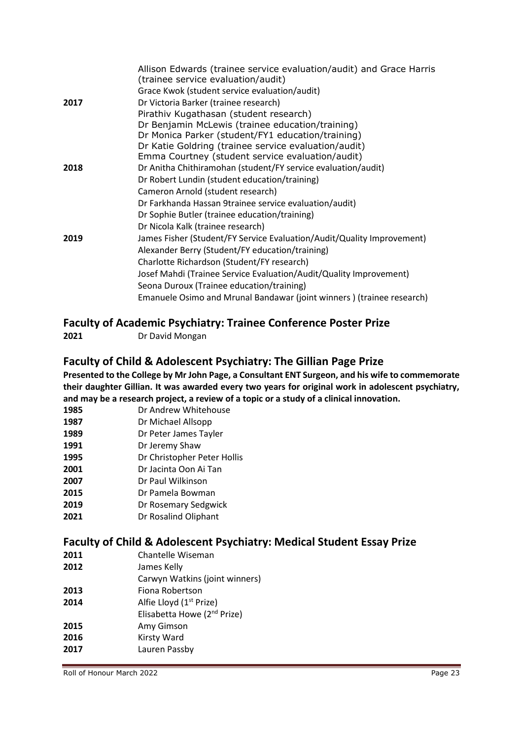| | |
|---|---|
| | Allison Edwards (trainee service evaluation/audit) and Grace Harris (trainee service evaluation/audit) |
| | Grace Kwok (student service evaluation/audit) |
| **2017** | Dr Victoria Barker (trainee research) |
| | Pirathiv Kugathasan (student research) |
| | Dr Benjamin McLewis (trainee education/training) |
| | Dr Monica Parker (student/FY1 education/training) |
| | Dr Katie Goldring (trainee service evaluation/audit) |
| | Emma Courtney (student service evaluation/audit) |
| **2018** | Dr Anitha Chithiramohan (student/FY service evaluation/audit) |
| | Dr Robert Lundin (student education/training) |
| | Cameron Arnold (student research) |
| | Dr Farkhanda Hassan 9trainee service evaluation/audit) |
| | Dr Sophie Butler (trainee education/training) |
| | Dr Nicola Kalk (trainee research) |
| **2019** | James Fisher (Student/FY Service Evaluation/Audit/Quality Improvement) |
| | Alexander Berry (Student/FY education/training) |
| | Charlotte Richardson (Student/FY research) |
| | Josef Mahdi (Trainee Service Evaluation/Audit/Quality Improvement) |
| | Seona Duroux (Trainee education/training) |
| | Emanuele Osimo and Mrunal Bandawar (joint winners ) (trainee research) |

## Faculty of Academic Psychiatry: Trainee Conference Poster Prize

| | |
|---|---|
| **2021** | Dr David Mongan |

## Faculty of Child & Adolescent Psychiatry: The Gillian Page Prize

**Presented to the College by Mr John Page, a Consultant ENT Surgeon, and his wife to commemorate their daughter Gillian. It was awarded every two years for original work in adolescent psychiatry, and may be a research project, a review of a topic or a study of a clinical innovation.**

| | |
|---|---|
| **1985** | Dr Andrew Whitehouse |
| **1987** | Dr Michael Allsopp |
| **1989** | Dr Peter James Tayler |
| **1991** | Dr Jeremy Shaw |
| **1995** | Dr Christopher Peter Hollis |
| **2001** | Dr Jacinta Oon Ai Tan |
| **2007** | Dr Paul Wilkinson |
| **2015** | Dr Pamela Bowman |
| **2019** | Dr Rosemary Sedgwick |
| **2021** | Dr Rosalind Oliphant |

## Faculty of Child & Adolescent Psychiatry: Medical Student Essay Prize

| | |
|---|---|
| **2011** | Chantelle Wiseman |
| **2012** | James Kelly |
| | Carwyn Watkins (joint winners) |
| **2013** | Fiona Robertson |
| **2014** | Alfie Lloyd (1st Prize) |
| | Elisabetta Howe (2nd Prize) |
| **2015** | Amy Gimson |
| **2016** | Kirsty Ward |
| **2017** | Lauren Passby |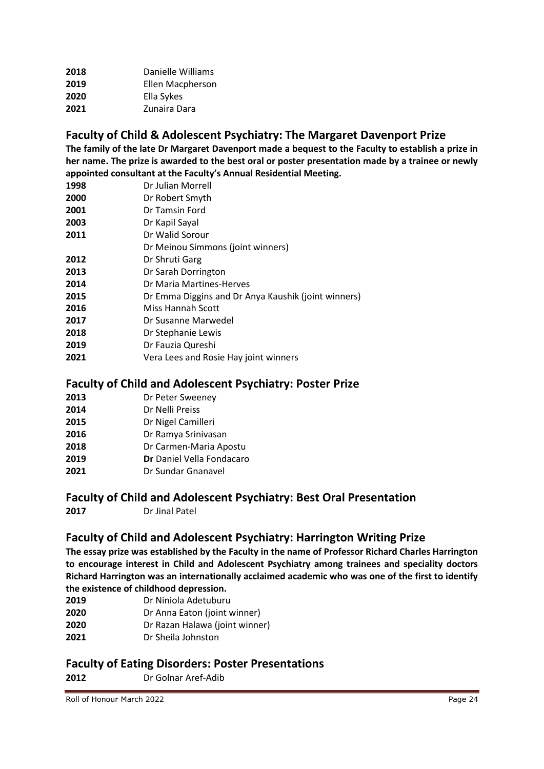**2018** Danielle Williams
**2019** Ellen Macpherson
**2020** Ella Sykes
**2021** Zunaira Dara

## Faculty of Child & Adolescent Psychiatry: The Margaret Davenport Prize

**The family of the late Dr Margaret Davenport made a bequest to the Faculty to establish a prize in her name. The prize is awarded to the best oral or poster presentation made by a trainee or newly appointed consultant at the Faculty's Annual Residential Meeting.**

**1998** Dr Julian Morrell
**2000** Dr Robert Smyth
**2001** Dr Tamsin Ford
**2003** Dr Kapil Sayal
**2011** Dr Walid Sorour
Dr Meinou Simmons (joint winners)
**2012** Dr Shruti Garg
**2013** Dr Sarah Dorrington
**2014** Dr Maria Martines-Herves
**2015** Dr Emma Diggins and Dr Anya Kaushik (joint winners)
**2016** Miss Hannah Scott
**2017** Dr Susanne Marwedel
**2018** Dr Stephanie Lewis
**2019** Dr Fauzia Qureshi
**2021** Vera Lees and Rosie Hay joint winners

## Faculty of Child and Adolescent Psychiatry: Poster Prize

**2013** Dr Peter Sweeney
**2014** Dr Nelli Preiss
**2015** Dr Nigel Camilleri
**2016** Dr Ramya Srinivasan
**2018** Dr Carmen-Maria Apostu
**2019** **Dr** Daniel Vella Fondacaro
**2021** Dr Sundar Gnanavel

## Faculty of Child and Adolescent Psychiatry: Best Oral Presentation

**2017** Dr Jinal Patel

## Faculty of Child and Adolescent Psychiatry: Harrington Writing Prize

**The essay prize was established by the Faculty in the name of Professor Richard Charles Harrington to encourage interest in Child and Adolescent Psychiatry among trainees and speciality doctors Richard Harrington was an internationally acclaimed academic who was one of the first to identify the existence of childhood depression.**

**2019** Dr Niniola Adetuburu
**2020** Dr Anna Eaton (joint winner)
**2020** Dr Razan Halawa (joint winner)
**2021** Dr Sheila Johnston

## Faculty of Eating Disorders: Poster Presentations

**2012** Dr Golnar Aref-Adib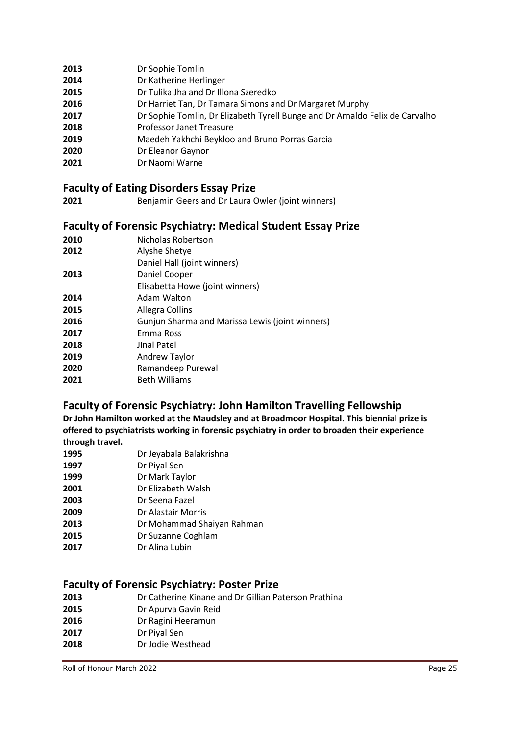| | |
|---|---|
| **2013** | Dr Sophie Tomlin |
| **2014** | Dr Katherine Herlinger |
| **2015** | Dr Tulika Jha and Dr Illona Szeredko |
| **2016** | Dr Harriet Tan, Dr Tamara Simons and Dr Margaret Murphy |
| **2017** | Dr Sophie Tomlin, Dr Elizabeth Tyrell Bunge and Dr Arnaldo Felix de Carvalho |
| **2018** | Professor Janet Treasure |
| **2019** | Maedeh Yakhchi Beykloo and Bruno Porras Garcia |
| **2020** | Dr Eleanor Gaynor |
| **2021** | Dr Naomi Warne |

## Faculty of Eating Disorders Essay Prize

| | |
|---|---|
| **2021** | Benjamin Geers and Dr Laura Owler (joint winners) |

## Faculty of Forensic Psychiatry: Medical Student Essay Prize

| | |
|---|---|
| **2010** | Nicholas Robertson |
| **2012** | Alyshe Shetye<br>Daniel Hall (joint winners) |
| **2013** | Daniel Cooper<br>Elisabetta Howe (joint winners) |
| **2014** | Adam Walton |
| **2015** | Allegra Collins |
| **2016** | Gunjun Sharma and Marissa Lewis (joint winners) |
| **2017** | Emma Ross |
| **2018** | Jinal Patel |
| **2019** | Andrew Taylor |
| **2020** | Ramandeep Purewal |
| **2021** | Beth Williams |

## Faculty of Forensic Psychiatry: John Hamilton Travelling Fellowship

**Dr John Hamilton worked at the Maudsley and at Broadmoor Hospital. This biennial prize is offered to psychiatrists working in forensic psychiatry in order to broaden their experience through travel.**

| | |
|---|---|
| **1995** | Dr Jeyabala Balakrishna |
| **1997** | Dr Piyal Sen |
| **1999** | Dr Mark Taylor |
| **2001** | Dr Elizabeth Walsh |
| **2003** | Dr Seena Fazel |
| **2009** | Dr Alastair Morris |
| **2013** | Dr Mohammad Shaiyan Rahman |
| **2015** | Dr Suzanne Coghlam |
| **2017** | Dr Alina Lubin |

## Faculty of Forensic Psychiatry: Poster Prize

| | |
|---|---|
| **2013** | Dr Catherine Kinane and Dr Gillian Paterson Prathina |
| **2015** | Dr Apurva Gavin Reid |
| **2016** | Dr Ragini Heeramun |
| **2017** | Dr Piyal Sen |
| **2018** | Dr Jodie Westhead |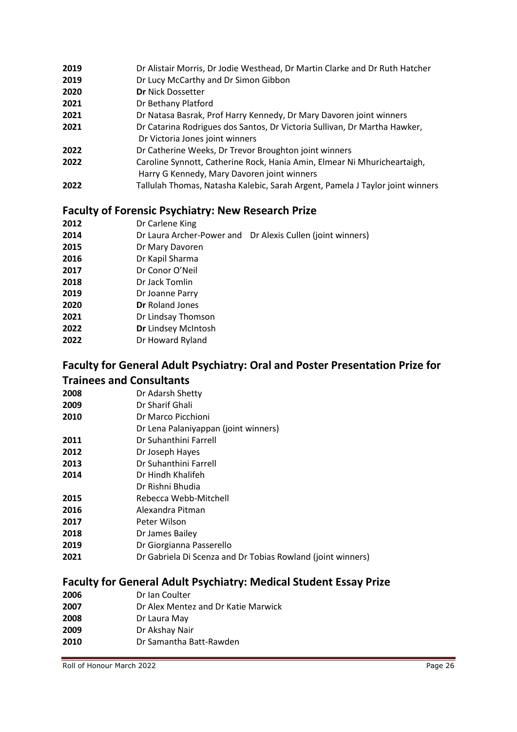**2019** Dr Alistair Morris, Dr Jodie Westhead, Dr Martin Clarke and Dr Ruth Hatcher
**2019** Dr Lucy McCarthy and Dr Simon Gibbon
**2020** **Dr** Nick Dossetter
**2021** Dr Bethany Platford
**2021** Dr Natasa Basrak, Prof Harry Kennedy, Dr Mary Davoren joint winners
**2021** Dr Catarina Rodrigues dos Santos, Dr Victoria Sullivan, Dr Martha Hawker, Dr Victoria Jones joint winners
**2022** Dr Catherine Weeks, Dr Trevor Broughton joint winners
**2022** Caroline Synnott, Catherine Rock, Hania Amin, Elmear Ni Mhuricheartaigh, Harry G Kennedy, Mary Davoren joint winners
**2022** Tallulah Thomas, Natasha Kalebic, Sarah Argent, Pamela J Taylor joint winners

## Faculty of Forensic Psychiatry: New Research Prize

**2012** Dr Carlene King
**2014** Dr Laura Archer-Power and Dr Alexis Cullen (joint winners)
**2015** Dr Mary Davoren
**2016** Dr Kapil Sharma
**2017** Dr Conor O'Neil
**2018** Dr Jack Tomlin
**2019** Dr Joanne Parry
**2020** **Dr** Roland Jones
**2021** Dr Lindsay Thomson
**2022** **Dr** Lindsey McIntosh
**2022** Dr Howard Ryland

## Faculty for General Adult Psychiatry: Oral and Poster Presentation Prize for Trainees and Consultants

**2008** Dr Adarsh Shetty
**2009** Dr Sharif Ghali
**2010** Dr Marco Picchioni
Dr Lena Palaniyappan (joint winners)
**2011** Dr Suhanthini Farrell
**2012** Dr Joseph Hayes
**2013** Dr Suhanthini Farrell
**2014** Dr Hindh Khalifeh
Dr Rishni Bhudia
**2015** Rebecca Webb-Mitchell
**2016** Alexandra Pitman
**2017** Peter Wilson
**2018** Dr James Bailey
**2019** Dr Giorgianna Passerello
**2021** Dr Gabriela Di Scenza and Dr Tobias Rowland (joint winners)

## Faculty for General Adult Psychiatry: Medical Student Essay Prize

**2006** Dr Ian Coulter
**2007** Dr Alex Mentez and Dr Katie Marwick
**2008** Dr Laura May
**2009** Dr Akshay Nair
**2010** Dr Samantha Batt-Rawden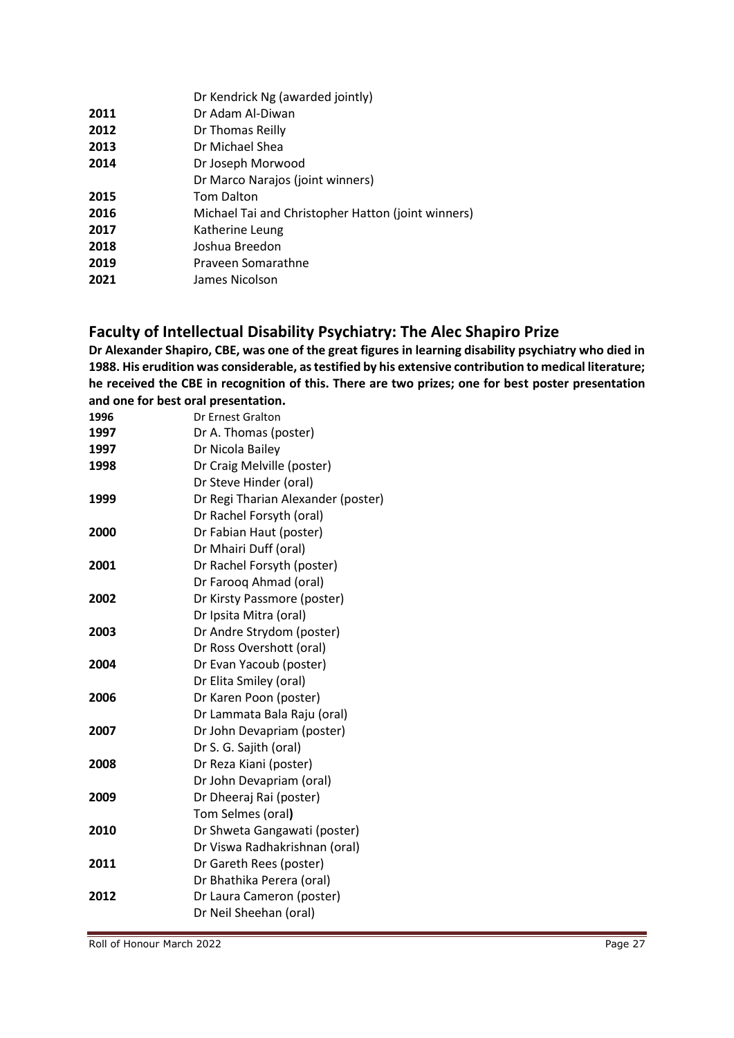| | |
|---|---|
| | Dr Kendrick Ng (awarded jointly) |
| **2011** | Dr Adam Al-Diwan |
| **2012** | Dr Thomas Reilly |
| **2013** | Dr Michael Shea |
| **2014** | Dr Joseph Morwood |
| | Dr Marco Narajos (joint winners) |
| **2015** | Tom Dalton |
| **2016** | Michael Tai and Christopher Hatton (joint winners) |
| **2017** | Katherine Leung |
| **2018** | Joshua Breedon |
| **2019** | Praveen Somarathne |
| **2021** | James Nicolson |

## Faculty of Intellectual Disability Psychiatry: The Alec Shapiro Prize

**Dr Alexander Shapiro, CBE, was one of the great figures in learning disability psychiatry who died in 1988. His erudition was considerable, as testified by his extensive contribution to medical literature; he received the CBE in recognition of this. There are two prizes; one for best poster presentation and one for best oral presentation.**

| | |
|---|---|
| **1996** | Dr Ernest Gralton |
| **1997** | Dr A. Thomas (poster) |
| **1997** | Dr Nicola Bailey |
| **1998** | Dr Craig Melville (poster) |
| | Dr Steve Hinder (oral) |
| **1999** | Dr Regi Tharian Alexander (poster) |
| | Dr Rachel Forsyth (oral) |
| **2000** | Dr Fabian Haut (poster) |
| | Dr Mhairi Duff (oral) |
| **2001** | Dr Rachel Forsyth (poster) |
| | Dr Farooq Ahmad (oral) |
| **2002** | Dr Kirsty Passmore (poster) |
| | Dr Ipsita Mitra (oral) |
| **2003** | Dr Andre Strydom (poster) |
| | Dr Ross Overshott (oral) |
| **2004** | Dr Evan Yacoub (poster) |
| | Dr Elita Smiley (oral) |
| **2006** | Dr Karen Poon (poster) |
| | Dr Lammata Bala Raju (oral) |
| **2007** | Dr John Devapriam (poster) |
| | Dr S. G. Sajith (oral) |
| **2008** | Dr Reza Kiani (poster) |
| | Dr John Devapriam (oral) |
| **2009** | Dr Dheeraj Rai (poster) |
| | Tom Selmes (oral**)** |
| **2010** | Dr Shweta Gangawati (poster) |
| | Dr Viswa Radhakrishnan (oral) |
| **2011** | Dr Gareth Rees (poster) |
| | Dr Bhathika Perera (oral) |
| **2012** | Dr Laura Cameron (poster) |
| | Dr Neil Sheehan (oral) |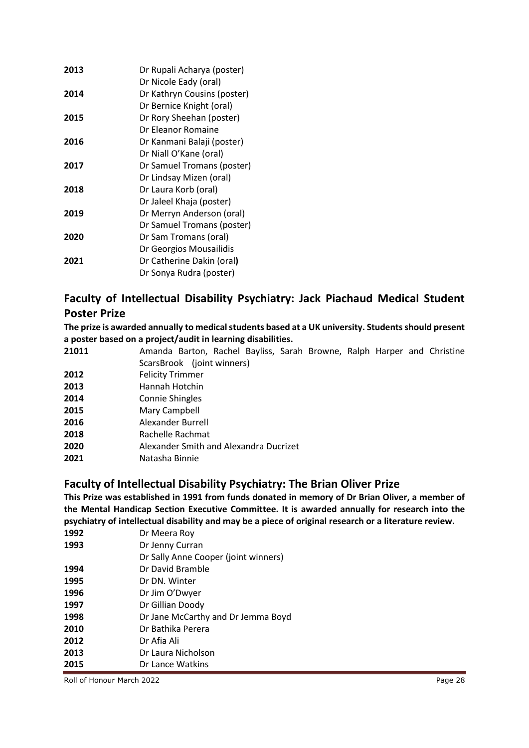| | |
|---|---|
| **2013** | Dr Rupali Acharya (poster) |
| | Dr Nicole Eady (oral) |
| **2014** | Dr Kathryn Cousins (poster) |
| | Dr Bernice Knight (oral) |
| **2015** | Dr Rory Sheehan (poster) |
| | Dr Eleanor Romaine |
| **2016** | Dr Kanmani Balaji (poster) |
| | Dr Niall O'Kane (oral) |
| **2017** | Dr Samuel Tromans (poster) |
| | Dr Lindsay Mizen (oral) |
| **2018** | Dr Laura Korb (oral) |
| | Dr Jaleel Khaja (poster) |
| **2019** | Dr Merryn Anderson (oral) |
| | Dr Samuel Tromans (poster) |
| **2020** | Dr Sam Tromans (oral) |
| | Dr Georgios Mousailidis |
| **2021** | Dr Catherine Dakin (oral**)** |
| | Dr Sonya Rudra (poster) |

## Faculty of Intellectual Disability Psychiatry: Jack Piachaud Medical Student Poster Prize

**The prize is awarded annually to medical students based at a UK university. Students should present a poster based on a project/audit in learning disabilities.**

| | |
|---|---|
| **21011** | Amanda Barton, Rachel Bayliss, Sarah Browne, Ralph Harper and Christine ScarsBrook (joint winners) |
| **2012** | Felicity Trimmer |
| **2013** | Hannah Hotchin |
| **2014** | Connie Shingles |
| **2015** | Mary Campbell |
| **2016** | Alexander Burrell |
| **2018** | Rachelle Rachmat |
| **2020** | Alexander Smith and Alexandra Ducrizet |
| **2021** | Natasha Binnie |

## Faculty of Intellectual Disability Psychiatry: The Brian Oliver Prize

**This Prize was established in 1991 from funds donated in memory of Dr Brian Oliver, a member of the Mental Handicap Section Executive Committee. It is awarded annually for research into the psychiatry of intellectual disability and may be a piece of original research or a literature review.**

| | |
|---|---|
| **1992** | Dr Meera Roy |
| **1993** | Dr Jenny Curran |
| | Dr Sally Anne Cooper (joint winners) |
| **1994** | Dr David Bramble |
| **1995** | Dr DN. Winter |
| **1996** | Dr Jim O'Dwyer |
| **1997** | Dr Gillian Doody |
| **1998** | Dr Jane McCarthy and Dr Jemma Boyd |
| **2010** | Dr Bathika Perera |
| **2012** | Dr Afia Ali |
| **2013** | Dr Laura Nicholson |
| **2015** | Dr Lance Watkins |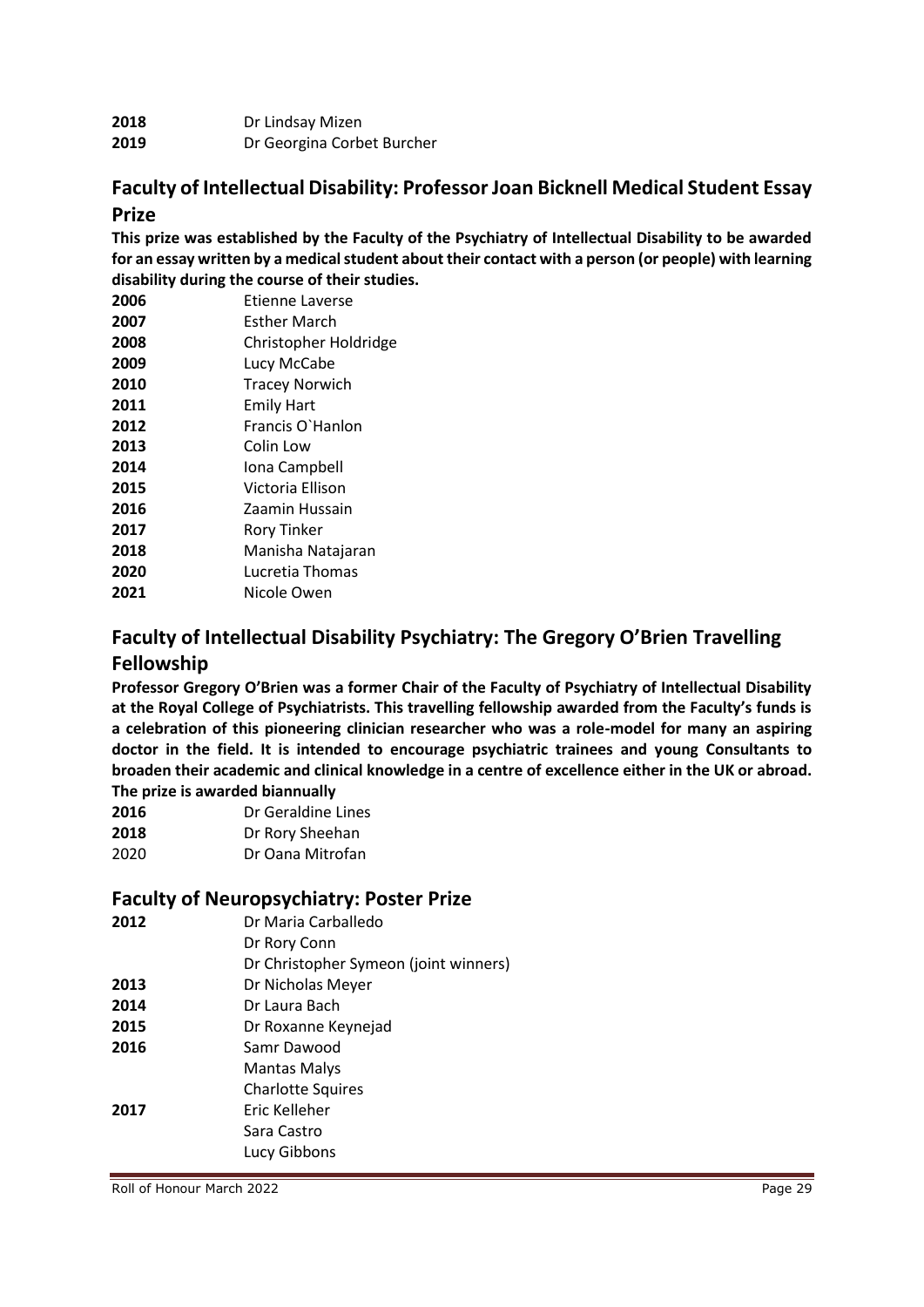| | |
|---|---|
| **2018** | Dr Lindsay Mizen |
| **2019** | Dr Georgina Corbet Burcher |

## Faculty of Intellectual Disability: Professor Joan Bicknell Medical Student Essay Prize

**This prize was established by the Faculty of the Psychiatry of Intellectual Disability to be awarded for an essay written by a medical student about their contact with a person (or people) with learning disability during the course of their studies.**

| | |
|---|---|
| **2006** | Etienne Laverse |
| **2007** | Esther March |
| **2008** | Christopher Holdridge |
| **2009** | Lucy McCabe |
| **2010** | Tracey Norwich |
| **2011** | Emily Hart |
| **2012** | Francis O`Hanlon |
| **2013** | Colin Low |
| **2014** | Iona Campbell |
| **2015** | Victoria Ellison |
| **2016** | Zaamin Hussain |
| **2017** | Rory Tinker |
| **2018** | Manisha Natajaran |
| **2020** | Lucretia Thomas |
| **2021** | Nicole Owen |

## Faculty of Intellectual Disability Psychiatry: The Gregory O'Brien Travelling Fellowship

**Professor Gregory O'Brien was a former Chair of the Faculty of Psychiatry of Intellectual Disability at the Royal College of Psychiatrists. This travelling fellowship awarded from the Faculty's funds is a celebration of this pioneering clinician researcher who was a role-model for many an aspiring doctor in the field. It is intended to encourage psychiatric trainees and young Consultants to broaden their academic and clinical knowledge in a centre of excellence either in the UK or abroad. The prize is awarded biannually**

| | |
|---|---|
| **2016** | Dr Geraldine Lines |
| **2018** | Dr Rory Sheehan |
| 2020 | Dr Oana Mitrofan |

## Faculty of Neuropsychiatry: Poster Prize

| | |
|---|---|
| **2012** | Dr Maria Carballedo |
| | Dr Rory Conn |
| | Dr Christopher Symeon (joint winners) |
| **2013** | Dr Nicholas Meyer |
| **2014** | Dr Laura Bach |
| **2015** | Dr Roxanne Keynejad |
| **2016** | Samr Dawood |
| | Mantas Malys |
| | Charlotte Squires |
| **2017** | Eric Kelleher |
| | Sara Castro |
| | Lucy Gibbons |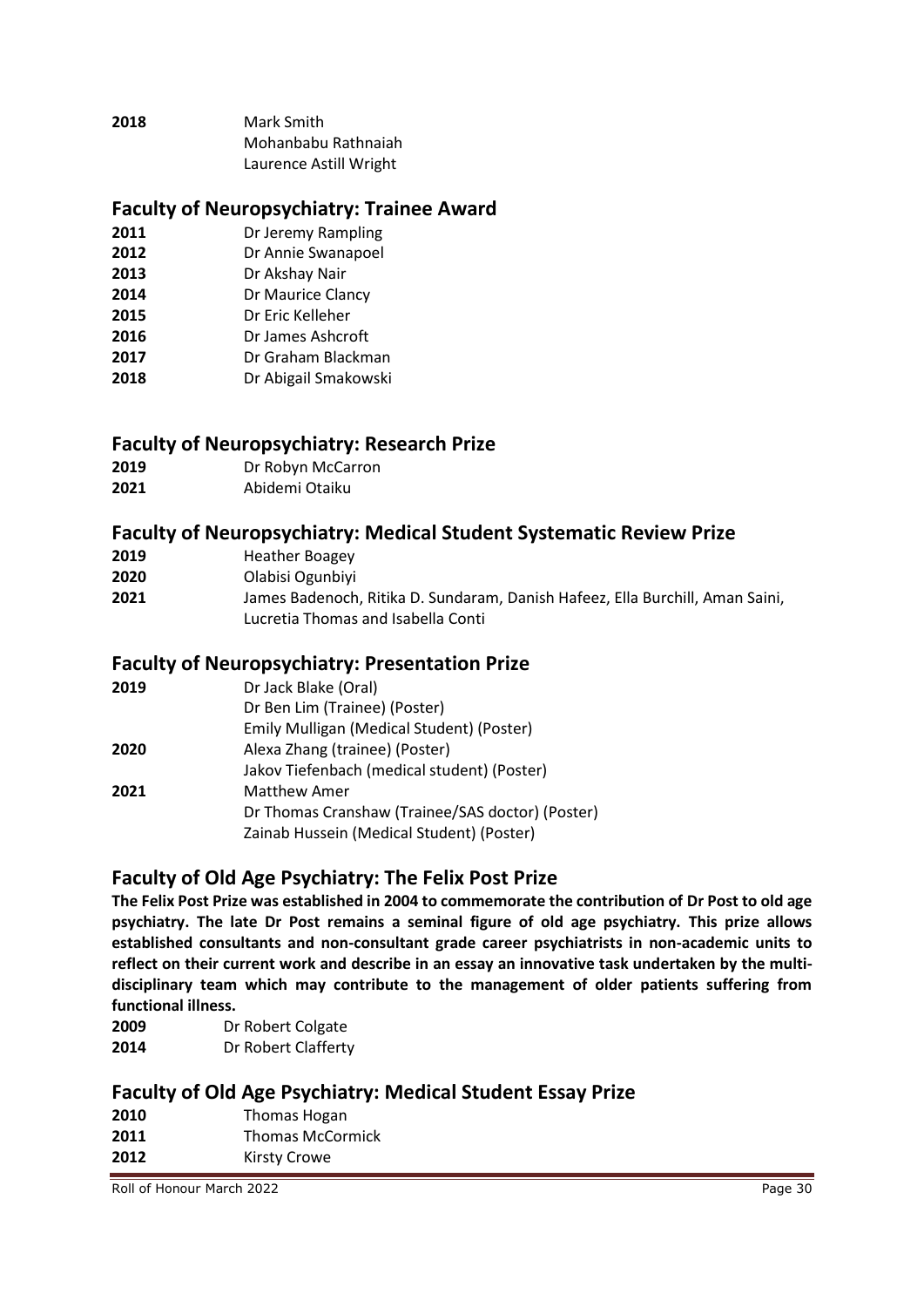**2018** Mark Smith
Mohanbabu Rathnaiah
Laurence Astill Wright

## Faculty of Neuropsychiatry: Trainee Award

**2011** Dr Jeremy Rampling
**2012** Dr Annie Swanapoel
**2013** Dr Akshay Nair
**2014** Dr Maurice Clancy
**2015** Dr Eric Kelleher
**2016** Dr James Ashcroft
**2017** Dr Graham Blackman
**2018** Dr Abigail Smakowski

## Faculty of Neuropsychiatry: Research Prize

**2019** Dr Robyn McCarron
**2021** Abidemi Otaiku

## Faculty of Neuropsychiatry: Medical Student Systematic Review Prize

**2019** Heather Boagey
**2020** Olabisi Ogunbiyi
**2021** James Badenoch, Ritika D. Sundaram, Danish Hafeez, Ella Burchill, Aman Saini, Lucretia Thomas and Isabella Conti

## Faculty of Neuropsychiatry: Presentation Prize

**2019** Dr Jack Blake (Oral)
Dr Ben Lim (Trainee) (Poster)
Emily Mulligan (Medical Student) (Poster)
**2020** Alexa Zhang (trainee) (Poster)
Jakov Tiefenbach (medical student) (Poster)
**2021** Matthew Amer
Dr Thomas Cranshaw (Trainee/SAS doctor) (Poster)
Zainab Hussein (Medical Student) (Poster)

## Faculty of Old Age Psychiatry: The Felix Post Prize

**The Felix Post Prize was established in 2004 to commemorate the contribution of Dr Post to old age psychiatry. The late Dr Post remains a seminal figure of old age psychiatry. This prize allows established consultants and non-consultant grade career psychiatrists in non-academic units to reflect on their current work and describe in an essay an innovative task undertaken by the multi-disciplinary team which may contribute to the management of older patients suffering from functional illness.**

**2009** Dr Robert Colgate
**2014** Dr Robert Clafferty

## Faculty of Old Age Psychiatry: Medical Student Essay Prize

**2010** Thomas Hogan
**2011** Thomas McCormick
**2012** Kirsty Crowe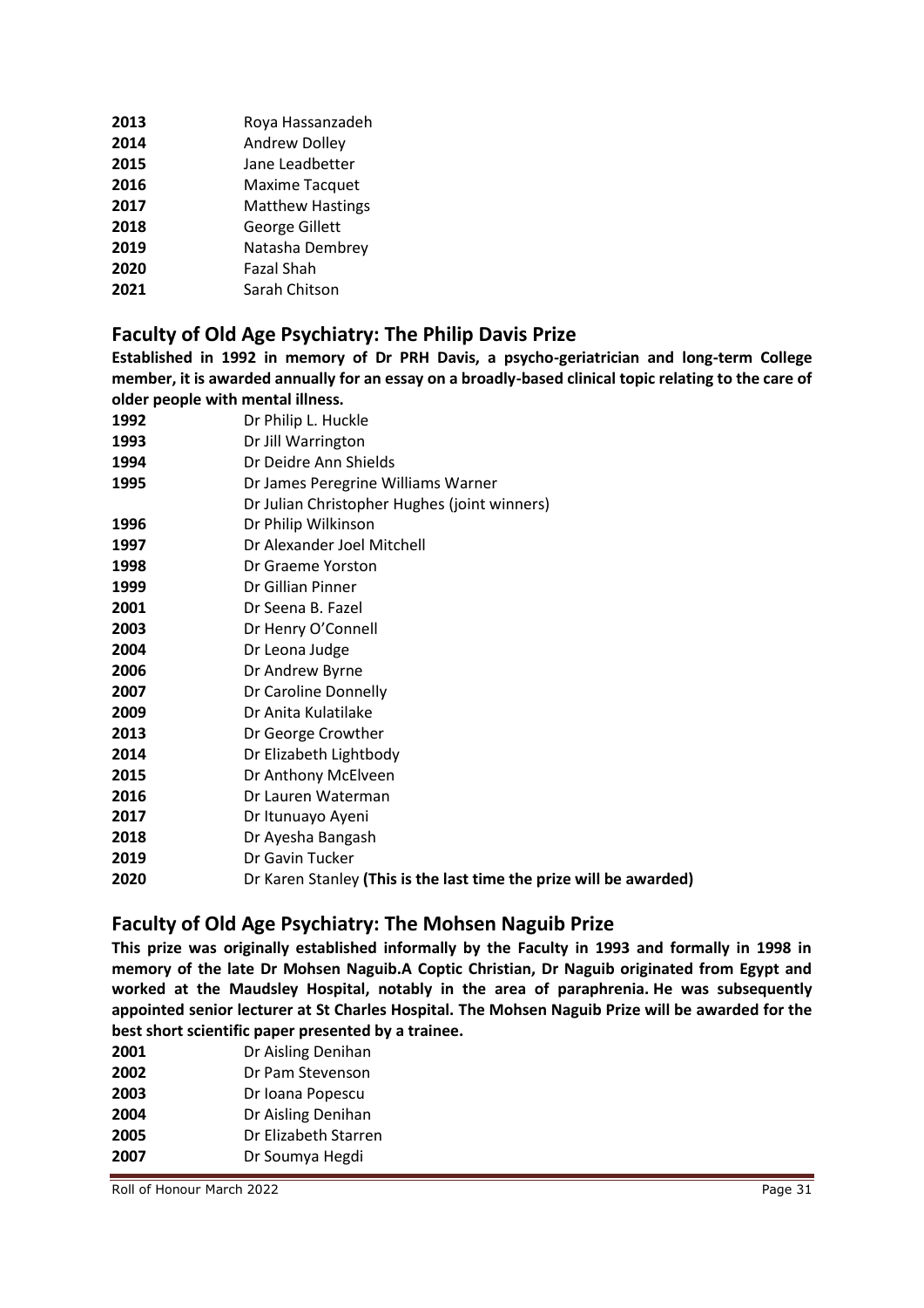| | |
|---|---|
| **2013** | Roya Hassanzadeh |
| **2014** | Andrew Dolley |
| **2015** | Jane Leadbetter |
| **2016** | Maxime Tacquet |
| **2017** | Matthew Hastings |
| **2018** | George Gillett |
| **2019** | Natasha Dembrey |
| **2020** | Fazal Shah |
| **2021** | Sarah Chitson |

## Faculty of Old Age Psychiatry: The Philip Davis Prize

**Established in 1992 in memory of Dr PRH Davis, a psycho-geriatrician and long-term College member, it is awarded annually for an essay on a broadly-based clinical topic relating to the care of older people with mental illness.**

| | |
|---|---|
| **1992** | Dr Philip L. Huckle |
| **1993** | Dr Jill Warrington |
| **1994** | Dr Deidre Ann Shields |
| **1995** | Dr James Peregrine Williams Warner |
| | Dr Julian Christopher Hughes (joint winners) |
| **1996** | Dr Philip Wilkinson |
| **1997** | Dr Alexander Joel Mitchell |
| **1998** | Dr Graeme Yorston |
| **1999** | Dr Gillian Pinner |
| **2001** | Dr Seena B. Fazel |
| **2003** | Dr Henry O'Connell |
| **2004** | Dr Leona Judge |
| **2006** | Dr Andrew Byrne |
| **2007** | Dr Caroline Donnelly |
| **2009** | Dr Anita Kulatilake |
| **2013** | Dr George Crowther |
| **2014** | Dr Elizabeth Lightbody |
| **2015** | Dr Anthony McElveen |
| **2016** | Dr Lauren Waterman |
| **2017** | Dr Itunuayo Ayeni |
| **2018** | Dr Ayesha Bangash |
| **2019** | Dr Gavin Tucker |
| **2020** | Dr Karen Stanley **(This is the last time the prize will be awarded)** |

## Faculty of Old Age Psychiatry: The Mohsen Naguib Prize

**This prize was originally established informally by the Faculty in 1993 and formally in 1998 in memory of the late Dr Mohsen Naguib.A Coptic Christian, Dr Naguib originated from Egypt and worked at the Maudsley Hospital, notably in the area of paraphrenia. He was subsequently appointed senior lecturer at St Charles Hospital. The Mohsen Naguib Prize will be awarded for the best short scientific paper presented by a trainee.**

| | |
|---|---|
| **2001** | Dr Aisling Denihan |
| **2002** | Dr Pam Stevenson |
| **2003** | Dr Ioana Popescu |
| **2004** | Dr Aisling Denihan |
| **2005** | Dr Elizabeth Starren |
| **2007** | Dr Soumya Hegdi |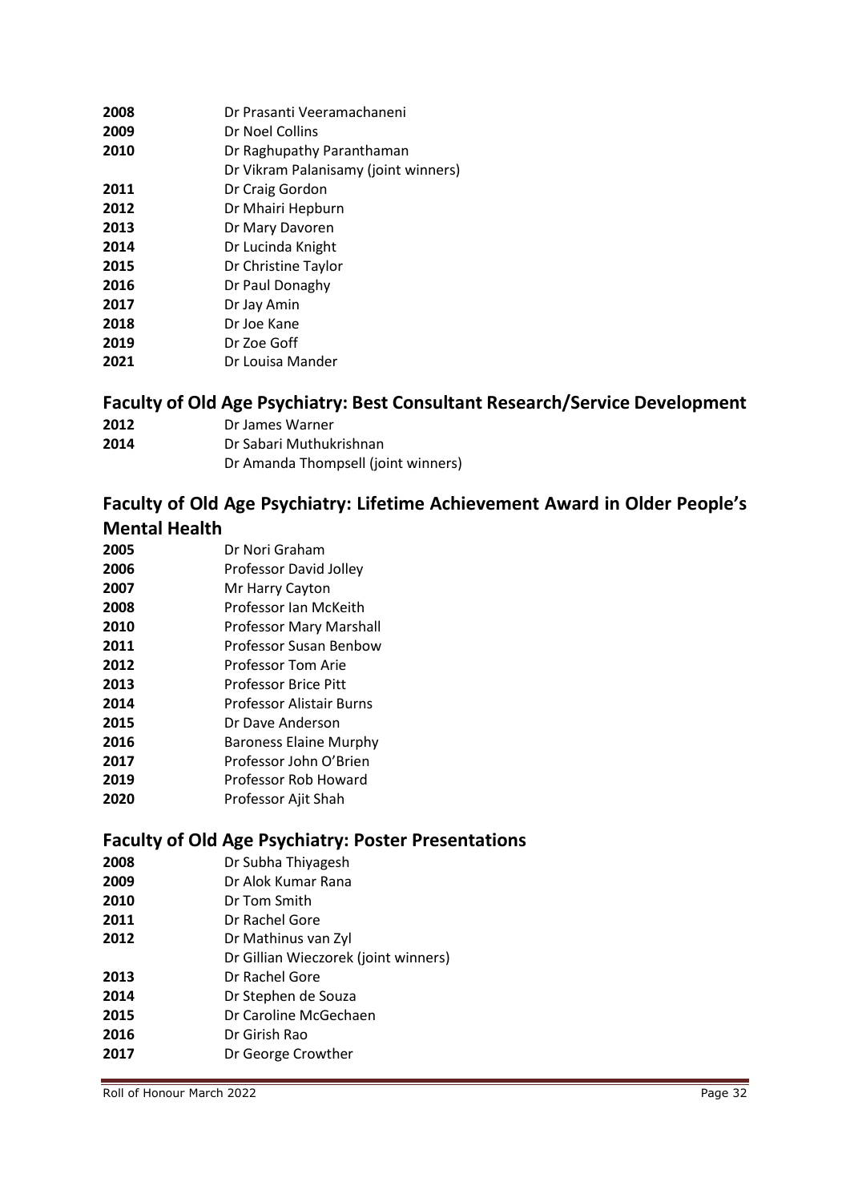| | |
|---|---|
| **2008** | Dr Prasanti Veeramachaneni |
| **2009** | Dr Noel Collins |
| **2010** | Dr Raghupathy Paranthaman |
| | Dr Vikram Palanisamy (joint winners) |
| **2011** | Dr Craig Gordon |
| **2012** | Dr Mhairi Hepburn |
| **2013** | Dr Mary Davoren |
| **2014** | Dr Lucinda Knight |
| **2015** | Dr Christine Taylor |
| **2016** | Dr Paul Donaghy |
| **2017** | Dr Jay Amin |
| **2018** | Dr Joe Kane |
| **2019** | Dr Zoe Goff |
| **2021** | Dr Louisa Mander |

## Faculty of Old Age Psychiatry: Best Consultant Research/Service Development

| | |
|---|---|
| **2012** | Dr James Warner |
| **2014** | Dr Sabari Muthukrishnan |
| | Dr Amanda Thompsell (joint winners) |

## Faculty of Old Age Psychiatry: Lifetime Achievement Award in Older People's Mental Health

| | |
|---|---|
| **2005** | Dr Nori Graham |
| **2006** | Professor David Jolley |
| **2007** | Mr Harry Cayton |
| **2008** | Professor Ian McKeith |
| **2010** | Professor Mary Marshall |
| **2011** | Professor Susan Benbow |
| **2012** | Professor Tom Arie |
| **2013** | Professor Brice Pitt |
| **2014** | Professor Alistair Burns |
| **2015** | Dr Dave Anderson |
| **2016** | Baroness Elaine Murphy |
| **2017** | Professor John O'Brien |
| **2019** | Professor Rob Howard |
| **2020** | Professor Ajit Shah |

## Faculty of Old Age Psychiatry: Poster Presentations

| | |
|---|---|
| **2008** | Dr Subha Thiyagesh |
| **2009** | Dr Alok Kumar Rana |
| **2010** | Dr Tom Smith |
| **2011** | Dr Rachel Gore |
| **2012** | Dr Mathinus van Zyl |
| | Dr Gillian Wieczorek (joint winners) |
| **2013** | Dr Rachel Gore |
| **2014** | Dr Stephen de Souza |
| **2015** | Dr Caroline McGechaen |
| **2016** | Dr Girish Rao |
| **2017** | Dr George Crowther |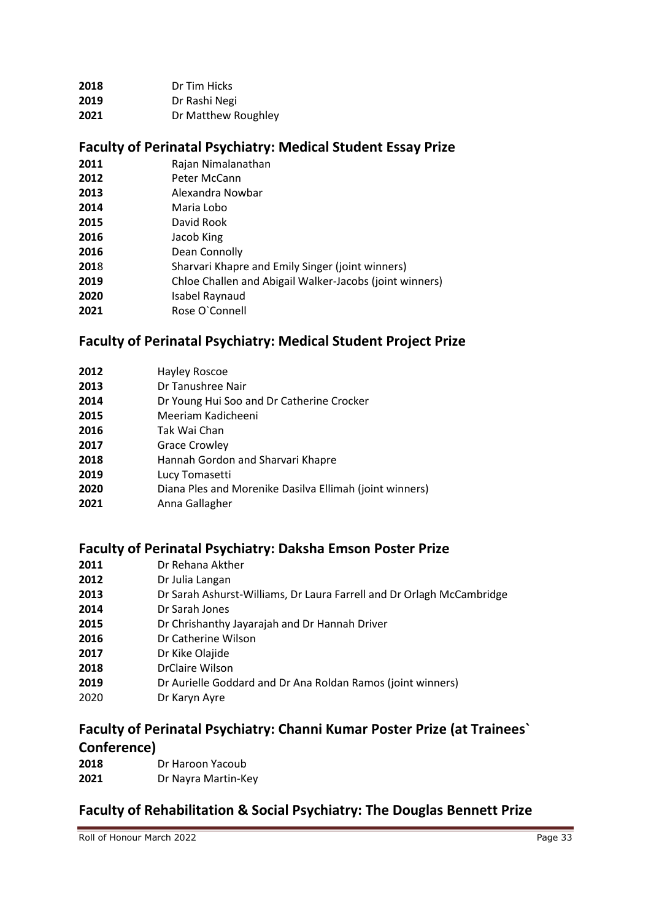**2018** Dr Tim Hicks
**2019** Dr Rashi Negi
**2021** Dr Matthew Roughley

## Faculty of Perinatal Psychiatry: Medical Student Essay Prize

**2011** Rajan Nimalanathan
**2012** Peter McCann
**2013** Alexandra Nowbar
**2014** Maria Lobo
**2015** David Rook
**2016** Jacob King
**2016** Dean Connolly
**201**8 Sharvari Khapre and Emily Singer (joint winners)
**2019** Chloe Challen and Abigail Walker-Jacobs (joint winners)
**2020** Isabel Raynaud
**2021** Rose O`Connell

## Faculty of Perinatal Psychiatry: Medical Student Project Prize

**2012** Hayley Roscoe
**2013** Dr Tanushree Nair
**2014** Dr Young Hui Soo and Dr Catherine Crocker
**2015** Meeriam Kadicheeni
**2016** Tak Wai Chan
**2017** Grace Crowley
**2018** Hannah Gordon and Sharvari Khapre
**2019** Lucy Tomasetti
**2020** Diana Ples and Morenike Dasilva Ellimah (joint winners)
**2021** Anna Gallagher

## Faculty of Perinatal Psychiatry: Daksha Emson Poster Prize

**2011** Dr Rehana Akther
**2012** Dr Julia Langan
**2013** Dr Sarah Ashurst-Williams, Dr Laura Farrell and Dr Orlagh McCambridge
**2014** Dr Sarah Jones
**2015** Dr Chrishanthy Jayarajah and Dr Hannah Driver
**2016** Dr Catherine Wilson
**2017** Dr Kike Olajide
**2018** DrClaire Wilson
**2019** Dr Aurielle Goddard and Dr Ana Roldan Ramos (joint winners)
2020 Dr Karyn Ayre

## Faculty of Perinatal Psychiatry: Channi Kumar Poster Prize (at Trainees` Conference)

**2018** Dr Haroon Yacoub
**2021** Dr Nayra Martin-Key

## Faculty of Rehabilitation & Social Psychiatry: The Douglas Bennett Prize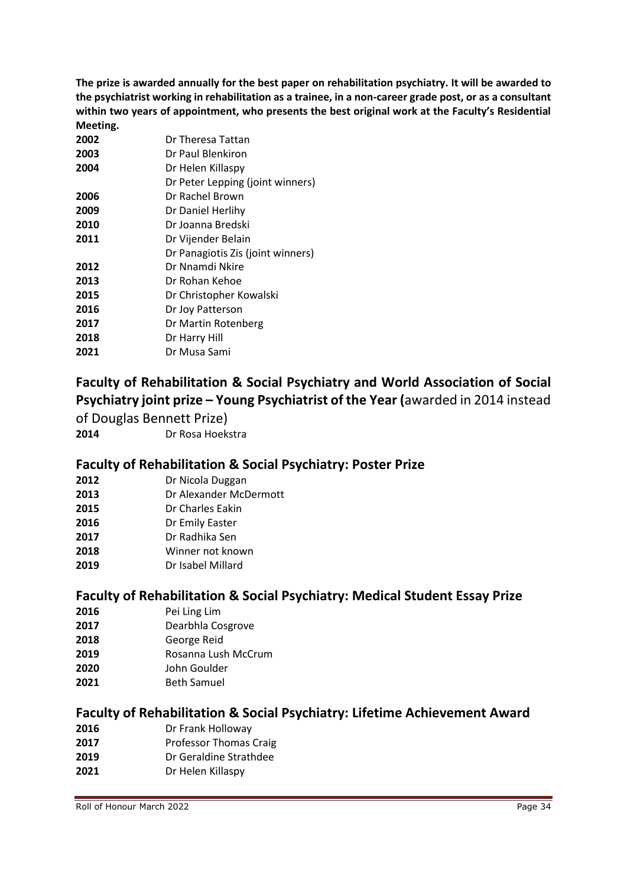**The prize is awarded annually for the best paper on rehabilitation psychiatry. It will be awarded to the psychiatrist working in rehabilitation as a trainee, in a non-career grade post, or as a consultant within two years of appointment, who presents the best original work at the Faculty's Residential Meeting.**

| | |
|---|---|
| **2002** | Dr Theresa Tattan |
| **2003** | Dr Paul Blenkiron |
| **2004** | Dr Helen Killaspy |
| | Dr Peter Lepping (joint winners) |
| **2006** | Dr Rachel Brown |
| **2009** | Dr Daniel Herlihy |
| **2010** | Dr Joanna Bredski |
| **2011** | Dr Vijender Belain |
| | Dr Panagiotis Zis (joint winners) |
| **2012** | Dr Nnamdi Nkire |
| **2013** | Dr Rohan Kehoe |
| **2015** | Dr Christopher Kowalski |
| **2016** | Dr Joy Patterson |
| **2017** | Dr Martin Rotenberg |
| **2018** | Dr Harry Hill |
| **2021** | Dr Musa Sami |

## Faculty of Rehabilitation & Social Psychiatry and World Association of Social Psychiatry joint prize – Young Psychiatrist of the Year (awarded in 2014 instead of Douglas Bennett Prize)

| | |
|---|---|
| **2014** | Dr Rosa Hoekstra |

## Faculty of Rehabilitation & Social Psychiatry: Poster Prize

| | |
|---|---|
| **2012** | Dr Nicola Duggan |
| **2013** | Dr Alexander McDermott |
| **2015** | Dr Charles Eakin |
| **2016** | Dr Emily Easter |
| **2017** | Dr Radhika Sen |
| **2018** | Winner not known |
| **2019** | Dr Isabel Millard |

## Faculty of Rehabilitation & Social Psychiatry: Medical Student Essay Prize

| | |
|---|---|
| **2016** | Pei Ling Lim |
| **2017** | Dearbhla Cosgrove |
| **2018** | George Reid |
| **2019** | Rosanna Lush McCrum |
| **2020** | John Goulder |
| **2021** | Beth Samuel |

## Faculty of Rehabilitation & Social Psychiatry: Lifetime Achievement Award

| | |
|---|---|
| **2016** | Dr Frank Holloway |
| **2017** | Professor Thomas Craig |
| **2019** | Dr Geraldine Strathdee |
| **2021** | Dr Helen Killaspy |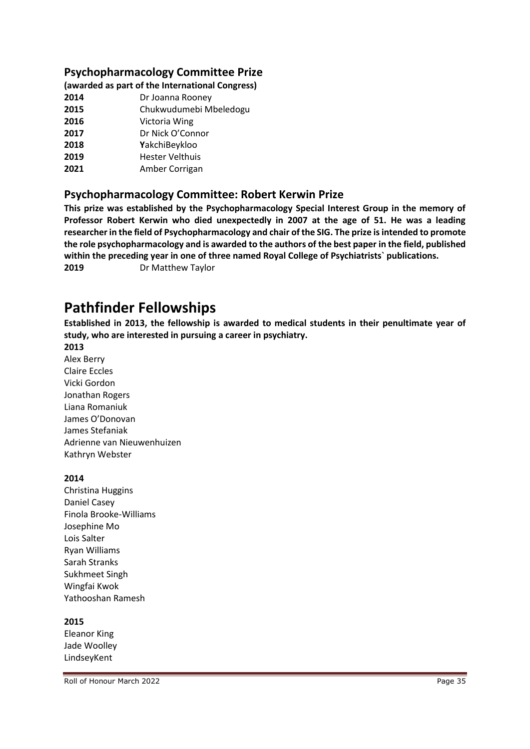## Psychopharmacology Committee Prize

**(awarded as part of the International Congress)**

**2014** Dr Joanna Rooney
**2015** Chukwudumebi Mbeledogu
**2016** Victoria Wing
**2017** Dr Nick O'Connor
**2018** **Y**akchiBeykloo
**2019** Hester Velthuis
**2021** Amber Corrigan

## Psychopharmacology Committee: Robert Kerwin Prize

**This prize was established by the Psychopharmacology Special Interest Group in the memory of Professor Robert Kerwin who died unexpectedly in 2007 at the age of 51. He was a leading researcher in the field of Psychopharmacology and chair of the SIG. The prize is intended to promote the role psychopharmacology and is awarded to the authors of the best paper in the field, published within the preceding year in one of three named Royal College of Psychiatrists` publications.**

**2019** Dr Matthew Taylor

# Pathfinder Fellowships

**Established in 2013, the fellowship is awarded to medical students in their penultimate year of study, who are interested in pursuing a career in psychiatry.**

**2013**

Alex Berry
Claire Eccles
Vicki Gordon
Jonathan Rogers
Liana Romaniuk
James O'Donovan
James Stefaniak
Adrienne van Nieuwenhuizen
Kathryn Webster

**2014**

Christina Huggins
Daniel Casey
Finola Brooke-Williams
Josephine Mo
Lois Salter
Ryan Williams
Sarah Stranks
Sukhmeet Singh
Wingfai Kwok
Yathooshan Ramesh

**2015**

Eleanor King
Jade Woolley
LindseyKent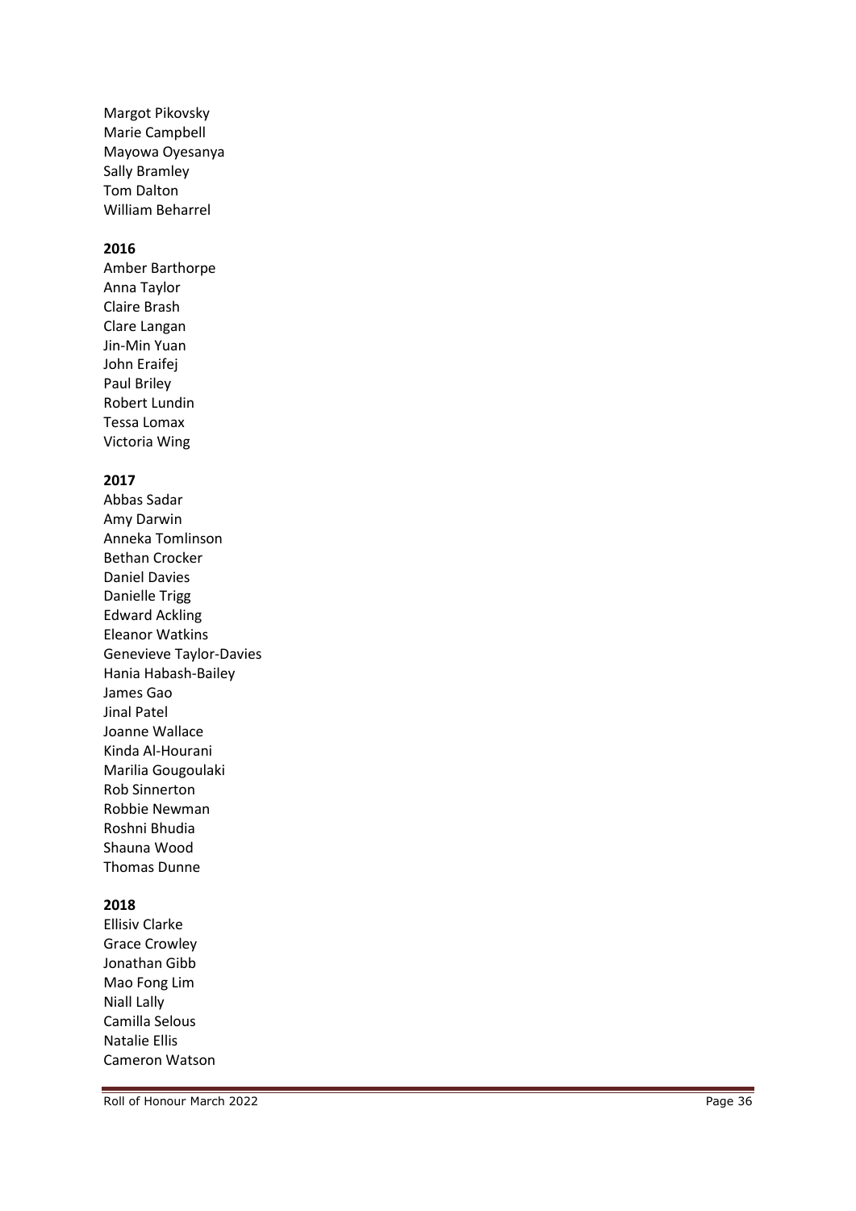Margot Pikovsky
Marie Campbell
Mayowa Oyesanya
Sally Bramley
Tom Dalton
William Beharrel

**2016**

Amber Barthorpe
Anna Taylor
Claire Brash
Clare Langan
Jin-Min Yuan
John Eraifej
Paul Briley
Robert Lundin
Tessa Lomax
Victoria Wing

**2017**

Abbas Sadar
Amy Darwin
Anneka Tomlinson
Bethan Crocker
Daniel Davies
Danielle Trigg
Edward Ackling
Eleanor Watkins
Genevieve Taylor-Davies
Hania Habash-Bailey
James Gao
Jinal Patel
Joanne Wallace
Kinda Al-Hourani
Marilia Gougoulaki
Rob Sinnerton
Robbie Newman
Roshni Bhudia
Shauna Wood
Thomas Dunne

**2018**

Ellisiv Clarke
Grace Crowley
Jonathan Gibb
Mao Fong Lim
Niall Lally
Camilla Selous
Natalie Ellis
Cameron Watson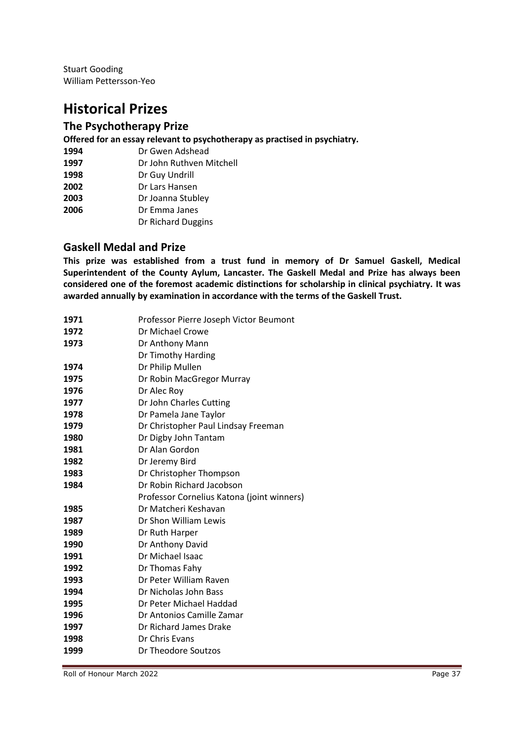Stuart Gooding
William Pettersson-Yeo

# Historical Prizes

## The Psychotherapy Prize

**Offered for an essay relevant to psychotherapy as practised in psychiatry.**

| | |
|---|---|
| **1994** | Dr Gwen Adshead |
| **1997** | Dr John Ruthven Mitchell |
| **1998** | Dr Guy Undrill |
| **2002** | Dr Lars Hansen |
| **2003** | Dr Joanna Stubley |
| **2006** | Dr Emma Janes |
| | Dr Richard Duggins |

## Gaskell Medal and Prize

**This prize was established from a trust fund in memory of Dr Samuel Gaskell, Medical Superintendent of the County Aylum, Lancaster. The Gaskell Medal and Prize has always been considered one of the foremost academic distinctions for scholarship in clinical psychiatry. It was awarded annually by examination in accordance with the terms of the Gaskell Trust.**

| | |
|---|---|
| **1971** | Professor Pierre Joseph Victor Beumont |
| **1972** | Dr Michael Crowe |
| **1973** | Dr Anthony Mann |
| | Dr Timothy Harding |
| **1974** | Dr Philip Mullen |
| **1975** | Dr Robin MacGregor Murray |
| **1976** | Dr Alec Roy |
| **1977** | Dr John Charles Cutting |
| **1978** | Dr Pamela Jane Taylor |
| **1979** | Dr Christopher Paul Lindsay Freeman |
| **1980** | Dr Digby John Tantam |
| **1981** | Dr Alan Gordon |
| **1982** | Dr Jeremy Bird |
| **1983** | Dr Christopher Thompson |
| **1984** | Dr Robin Richard Jacobson |
| | Professor Cornelius Katona (joint winners) |
| **1985** | Dr Matcheri Keshavan |
| **1987** | Dr Shon William Lewis |
| **1989** | Dr Ruth Harper |
| **1990** | Dr Anthony David |
| **1991** | Dr Michael Isaac |
| **1992** | Dr Thomas Fahy |
| **1993** | Dr Peter William Raven |
| **1994** | Dr Nicholas John Bass |
| **1995** | Dr Peter Michael Haddad |
| **1996** | Dr Antonios Camille Zamar |
| **1997** | Dr Richard James Drake |
| **1998** | Dr Chris Evans |
| **1999** | Dr Theodore Soutzos |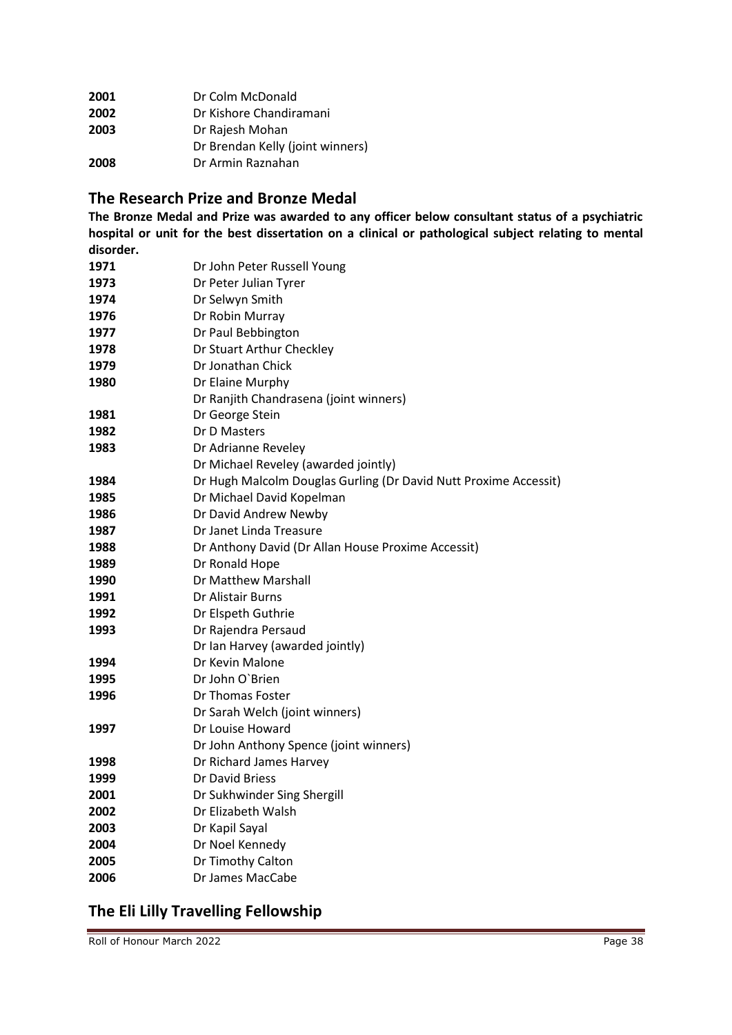| | |
|---|---|
| **2001** | Dr Colm McDonald |
| **2002** | Dr Kishore Chandiramani |
| **2003** | Dr Rajesh Mohan |
| | Dr Brendan Kelly (joint winners) |
| **2008** | Dr Armin Raznahan |

## The Research Prize and Bronze Medal

**The Bronze Medal and Prize was awarded to any officer below consultant status of a psychiatric hospital or unit for the best dissertation on a clinical or pathological subject relating to mental disorder.**

| | |
|---|---|
| **1971** | Dr John Peter Russell Young |
| **1973** | Dr Peter Julian Tyrer |
| **1974** | Dr Selwyn Smith |
| **1976** | Dr Robin Murray |
| **1977** | Dr Paul Bebbington |
| **1978** | Dr Stuart Arthur Checkley |
| **1979** | Dr Jonathan Chick |
| **1980** | Dr Elaine Murphy |
| | Dr Ranjith Chandrasena (joint winners) |
| **1981** | Dr George Stein |
| **1982** | Dr D Masters |
| **1983** | Dr Adrianne Reveley |
| | Dr Michael Reveley (awarded jointly) |
| **1984** | Dr Hugh Malcolm Douglas Gurling (Dr David Nutt Proxime Accessit) |
| **1985** | Dr Michael David Kopelman |
| **1986** | Dr David Andrew Newby |
| **1987** | Dr Janet Linda Treasure |
| **1988** | Dr Anthony David (Dr Allan House Proxime Accessit) |
| **1989** | Dr Ronald Hope |
| **1990** | Dr Matthew Marshall |
| **1991** | Dr Alistair Burns |
| **1992** | Dr Elspeth Guthrie |
| **1993** | Dr Rajendra Persaud |
| | Dr Ian Harvey (awarded jointly) |
| **1994** | Dr Kevin Malone |
| **1995** | Dr John O`Brien |
| **1996** | Dr Thomas Foster |
| | Dr Sarah Welch (joint winners) |
| **1997** | Dr Louise Howard |
| | Dr John Anthony Spence (joint winners) |
| **1998** | Dr Richard James Harvey |
| **1999** | Dr David Briess |
| **2001** | Dr Sukhwinder Sing Shergill |
| **2002** | Dr Elizabeth Walsh |
| **2003** | Dr Kapil Sayal |
| **2004** | Dr Noel Kennedy |
| **2005** | Dr Timothy Calton |
| **2006** | Dr James MacCabe |

## The Eli Lilly Travelling Fellowship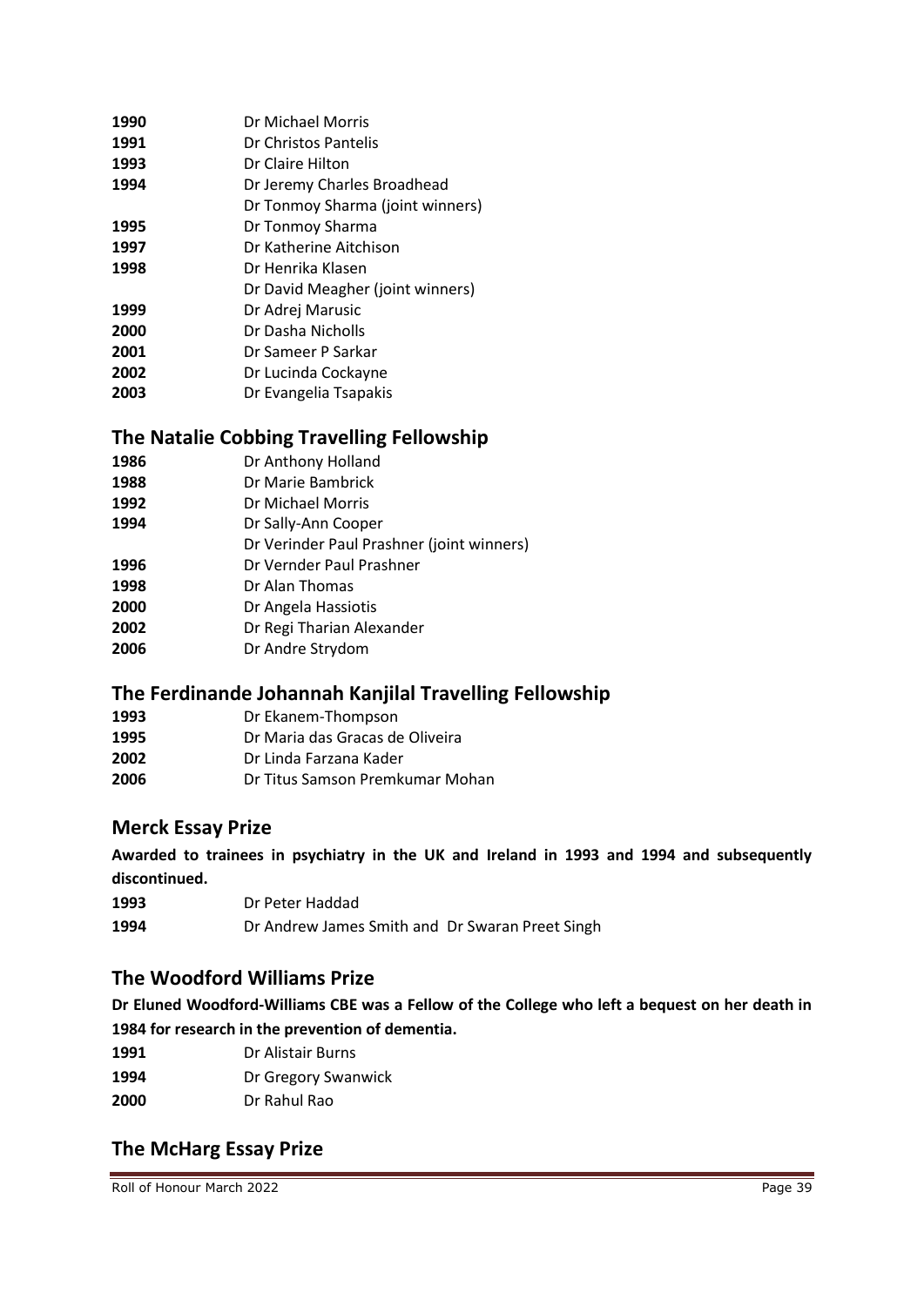| | |
|---|---|
| **1990** | Dr Michael Morris |
| **1991** | Dr Christos Pantelis |
| **1993** | Dr Claire Hilton |
| **1994** | Dr Jeremy Charles Broadhead |
| | Dr Tonmoy Sharma (joint winners) |
| **1995** | Dr Tonmoy Sharma |
| **1997** | Dr Katherine Aitchison |
| **1998** | Dr Henrika Klasen |
| | Dr David Meagher (joint winners) |
| **1999** | Dr Adrej Marusic |
| **2000** | Dr Dasha Nicholls |
| **2001** | Dr Sameer P Sarkar |
| **2002** | Dr Lucinda Cockayne |
| **2003** | Dr Evangelia Tsapakis |

## The Natalie Cobbing Travelling Fellowship

| | |
|---|---|
| **1986** | Dr Anthony Holland |
| **1988** | Dr Marie Bambrick |
| **1992** | Dr Michael Morris |
| **1994** | Dr Sally-Ann Cooper |
| | Dr Verinder Paul Prashner (joint winners) |
| **1996** | Dr Vernder Paul Prashner |
| **1998** | Dr Alan Thomas |
| **2000** | Dr Angela Hassiotis |
| **2002** | Dr Regi Tharian Alexander |
| **2006** | Dr Andre Strydom |

## The Ferdinande Johannah Kanjilal Travelling Fellowship

| | |
|---|---|
| **1993** | Dr Ekanem-Thompson |
| **1995** | Dr Maria das Gracas de Oliveira |
| **2002** | Dr Linda Farzana Kader |
| **2006** | Dr Titus Samson Premkumar Mohan |

## Merck Essay Prize

**Awarded to trainees in psychiatry in the UK and Ireland in 1993 and 1994 and subsequently discontinued.**

| | |
|---|---|
| **1993** | Dr Peter Haddad |
| **1994** | Dr Andrew James Smith and Dr Swaran Preet Singh |

## The Woodford Williams Prize

**Dr Eluned Woodford-Williams CBE was a Fellow of the College who left a bequest on her death in 1984 for research in the prevention of dementia.**

| | |
|---|---|
| **1991** | Dr Alistair Burns |
| **1994** | Dr Gregory Swanwick |
| **2000** | Dr Rahul Rao |

## The McHarg Essay Prize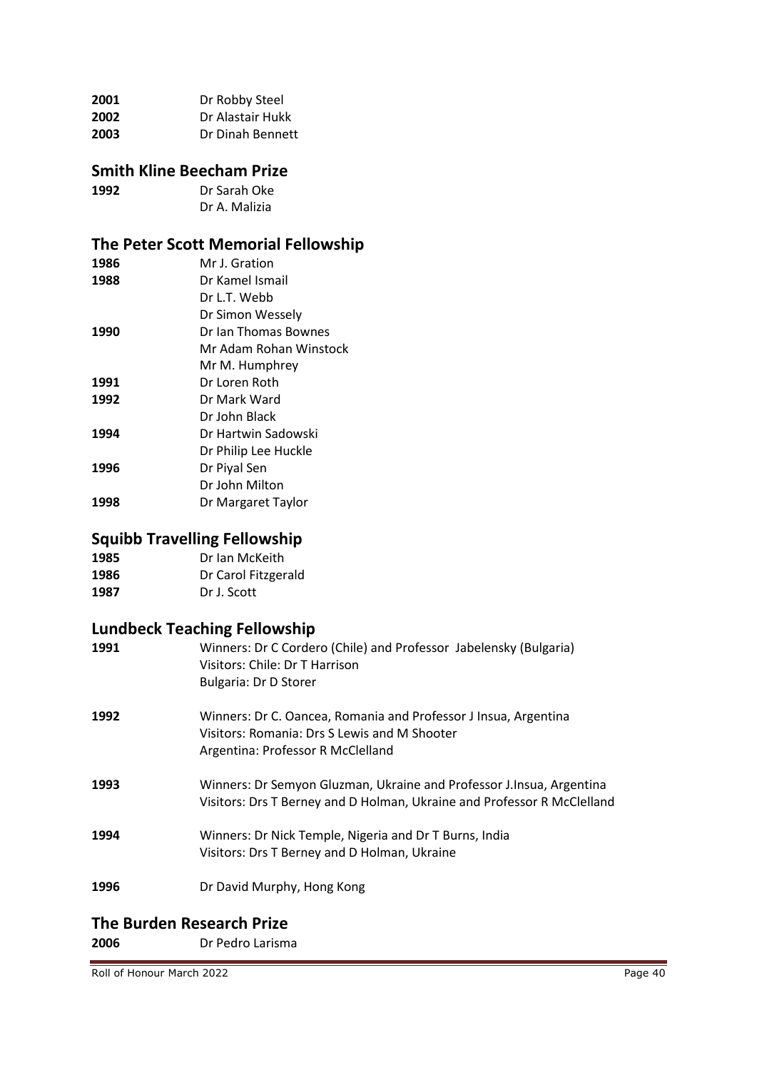**2001** Dr Robby Steel
**2002** Dr Alastair Hukk
**2003** Dr Dinah Bennett

## Smith Kline Beecham Prize

**1992** Dr Sarah Oke
Dr A. Malizia

## The Peter Scott Memorial Fellowship

**1986** Mr J. Gration
**1988** Dr Kamel Ismail
Dr L.T. Webb
Dr Simon Wessely
**1990** Dr Ian Thomas Bownes
Mr Adam Rohan Winstock
Mr M. Humphrey
**1991** Dr Loren Roth
**1992** Dr Mark Ward
Dr John Black
**1994** Dr Hartwin Sadowski
Dr Philip Lee Huckle
**1996** Dr Piyal Sen
Dr John Milton
**1998** Dr Margaret Taylor

## Squibb Travelling Fellowship

**1985** Dr Ian McKeith
**1986** Dr Carol Fitzgerald
**1987** Dr J. Scott

## Lundbeck Teaching Fellowship

**1991** Winners: Dr C Cordero (Chile) and Professor Jabelensky (Bulgaria)
Visitors: Chile: Dr T Harrison
Bulgaria: Dr D Storer

**1992** Winners: Dr C. Oancea, Romania and Professor J Insua, Argentina
Visitors: Romania: Drs S Lewis and M Shooter
Argentina: Professor R McClelland

**1993** Winners: Dr Semyon Gluzman, Ukraine and Professor J.Insua, Argentina
Visitors: Drs T Berney and D Holman, Ukraine and Professor R McClelland

**1994** Winners: Dr Nick Temple, Nigeria and Dr T Burns, India
Visitors: Drs T Berney and D Holman, Ukraine

**1996** Dr David Murphy, Hong Kong

## The Burden Research Prize

**2006** Dr Pedro Larisma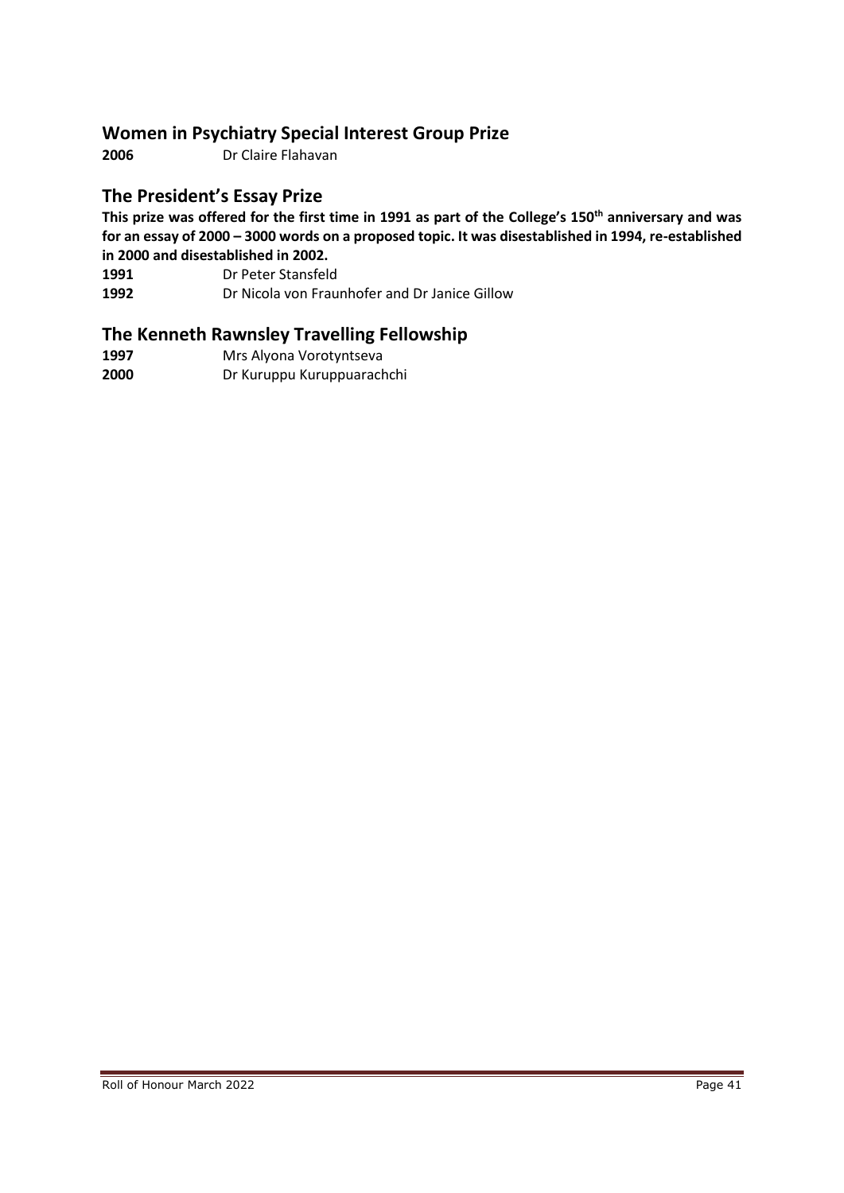## Women in Psychiatry Special Interest Group Prize

**2006** Dr Claire Flahavan

## The President's Essay Prize

**This prize was offered for the first time in 1991 as part of the College's 150th anniversary and was for an essay of 2000 – 3000 words on a proposed topic. It was disestablished in 1994, re-established in 2000 and disestablished in 2002.**

**1991** Dr Peter Stansfeld

**1992** Dr Nicola von Fraunhofer and Dr Janice Gillow

## The Kenneth Rawnsley Travelling Fellowship

**1997** Mrs Alyona Vorotyntseva

**2000** Dr Kuruppu Kuruppuarachchi